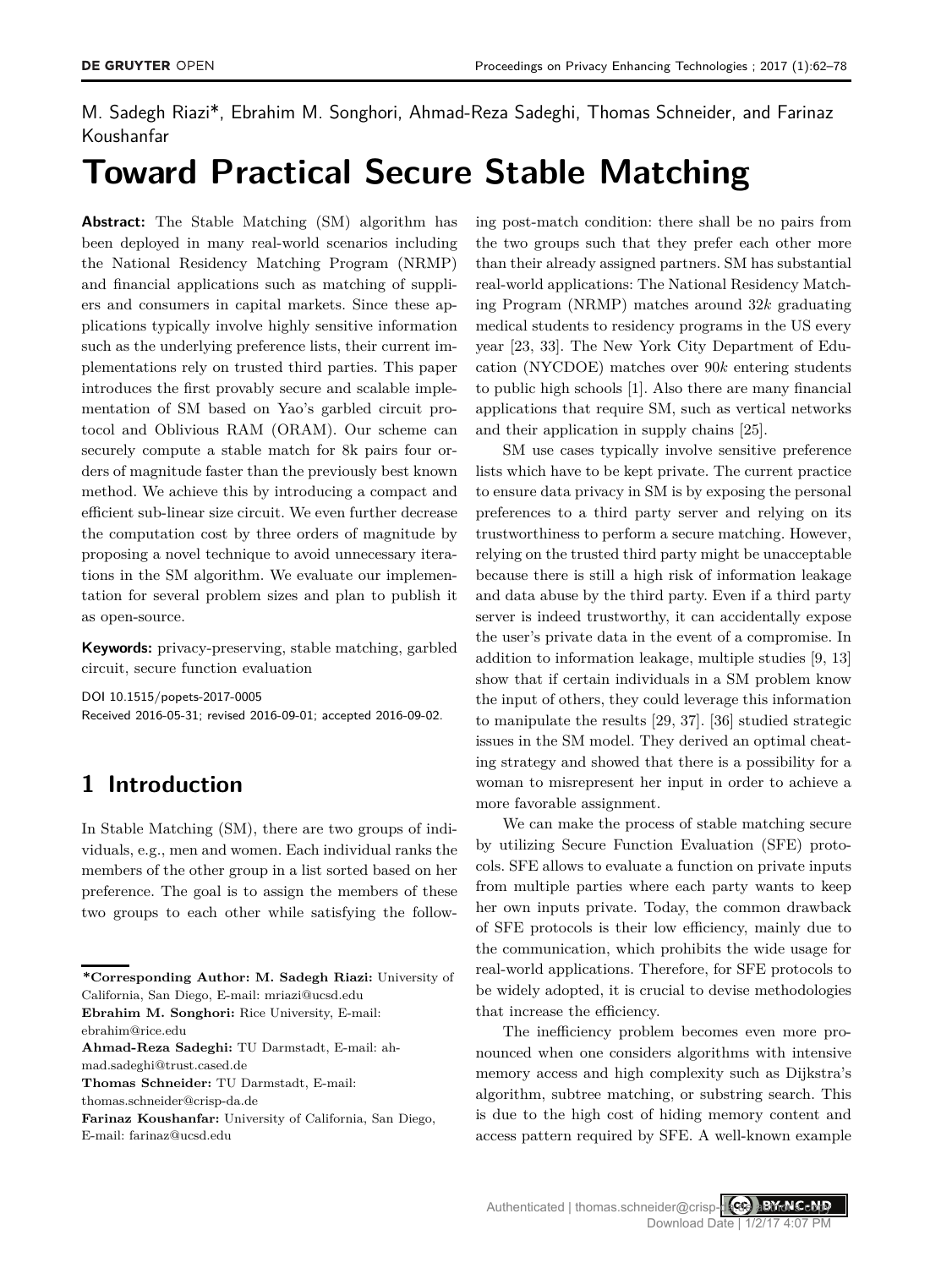M. Sadegh Riazi*, Ebrahim M. Songhori, Ahmad-Reza Sadeghi, Thomas Schneider, and Farinaz Koushanfar

# Toward Practical Secure Stable Matching

**Abstract:** The Stable Matching (SM) algorithm has been deployed in many real-world scenarios including the National Residency Matching Program (NRMP) and financial applications such as matching of suppliers and consumers in capital markets. Since these applications typically involve highly sensitive information such as the underlying preference lists, their current implementations rely on trusted third parties. This paper introduces the first provably secure and scalable implementation of SM based on Yao's garbled circuit protocol and Oblivious RAM (ORAM). Our scheme can securely compute a stable match for 8k pairs four orders of magnitude faster than the previously best known method. We achieve this by introducing a compact and efficient sub-linear size circuit. We even further decrease the computation cost by three orders of magnitude by proposing a novel technique to avoid unnecessary iterations in the SM algorithm. We evaluate our implementation for several problem sizes and plan to publish it as open-source.

**Keywords:** privacy-preserving, stable matching, garbled circuit, secure function evaluation

DOI 10.1515/popets-2017-0005
Received 2016-05-31; revised 2016-09-01; accepted 2016-09-02.

## 1 Introduction

In Stable Matching (SM), there are two groups of individuals, e.g., men and women. Each individual ranks the members of the other group in a list sorted based on her preference. The goal is to assign the members of these two groups to each other while satisfying the following post-match condition: there shall be no pairs from the two groups such that they prefer each other more than their already assigned partners. SM has substantial real-world applications: The National Residency Matching Program (NRMP) matches around $32k$ graduating medical students to residency programs in the US every year [23, 33]. The New York City Department of Education (NYCDOE) matches over $90k$ entering students to public high schools [1]. Also there are many financial applications that require SM, such as vertical networks and their application in supply chains [25].

SM use cases typically involve sensitive preference lists which have to be kept private. The current practice to ensure data privacy in SM is by exposing the personal preferences to a third party server and relying on its trustworthiness to perform a secure matching. However, relying on the trusted third party might be unacceptable because there is still a high risk of information leakage and data abuse by the third party. Even if a third party server is indeed trustworthy, it can accidentally expose the user's private data in the event of a compromise. In addition to information leakage, multiple studies [9, 13] show that if certain individuals in a SM problem know the input of others, they could leverage this information to manipulate the results [29, 37]. [36] studied strategic issues in the SM model. They derived an optimal cheating strategy and showed that there is a possibility for a woman to misrepresent her input in order to achieve a more favorable assignment.

We can make the process of stable matching secure by utilizing Secure Function Evaluation (SFE) protocols. SFE allows to evaluate a function on private inputs from multiple parties where each party wants to keep her own inputs private. Today, the common drawback of SFE protocols is their low efficiency, mainly due to the communication, which prohibits the wide usage for real-world applications. Therefore, for SFE protocols to be widely adopted, it is crucial to devise methodologies that increase the efficiency.

The inefficiency problem becomes even more pronounced when one considers algorithms with intensive memory access and high complexity such as Dijkstra's algorithm, subtree matching, or substring search. This is due to the high cost of hiding memory content and access pattern required by SFE. A well-known example

---

**\*Corresponding Author: M. Sadegh Riazi:** University of California, San Diego, E-mail: mriazi@ucsd.edu
**Ebrahim M. Songhori:** Rice University, E-mail: ebrahim@rice.edu
**Ahmad-Reza Sadeghi:** TU Darmstadt, E-mail: ahmad.sadeghi@trust.cased.de
**Thomas Schneider:** TU Darmstadt, E-mail: thomas.schneider@crisp-da.de
**Farinaz Koushanfar:** University of California, San Diego, E-mail: farinaz@ucsd.edu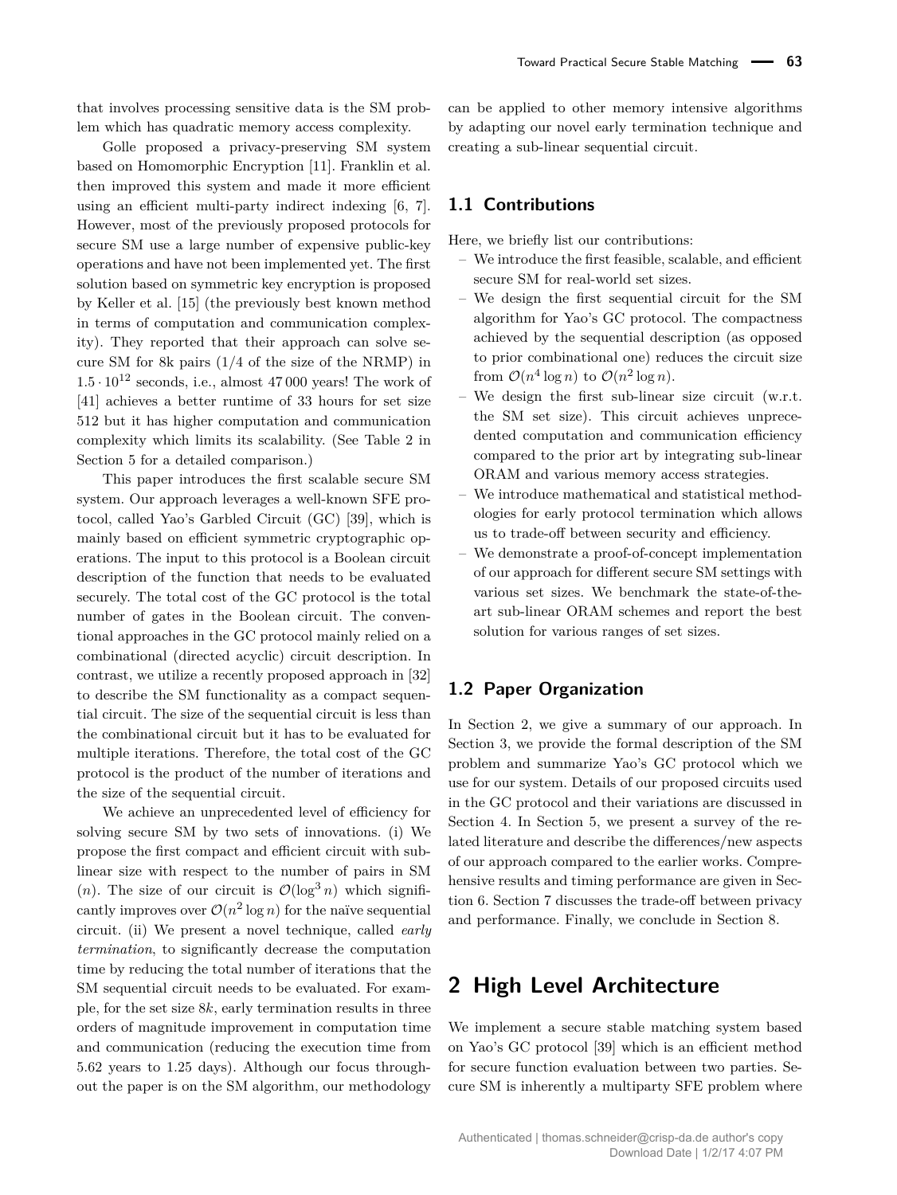that involves processing sensitive data is the SM problem which has quadratic memory access complexity.

Golle proposed a privacy-preserving SM system based on Homomorphic Encryption [11]. Franklin et al. then improved this system and made it more efficient using an efficient multi-party indirect indexing [6, 7]. However, most of the previously proposed protocols for secure SM use a large number of expensive public-key operations and have not been implemented yet. The first solution based on symmetric key encryption is proposed by Keller et al. [15] (the previously best known method in terms of computation and communication complexity). They reported that their approach can solve secure SM for 8k pairs (1/4 of the size of the NRMP) in $1.5 \cdot 10^{12}$ seconds, i.e., almost 47 000 years! The work of [41] achieves a better runtime of 33 hours for set size 512 but it has higher computation and communication complexity which limits its scalability. (See Table 2 in Section 5 for a detailed comparison.)

This paper introduces the first scalable secure SM system. Our approach leverages a well-known SFE protocol, called Yao's Garbled Circuit (GC) [39], which is mainly based on efficient symmetric cryptographic operations. The input to this protocol is a Boolean circuit description of the function that needs to be evaluated securely. The total cost of the GC protocol is the total number of gates in the Boolean circuit. The conventional approaches in the GC protocol mainly relied on a combinational (directed acyclic) circuit description. In contrast, we utilize a recently proposed approach in [32] to describe the SM functionality as a compact sequential circuit. The size of the sequential circuit is less than the combinational circuit but it has to be evaluated for multiple iterations. Therefore, the total cost of the GC protocol is the product of the number of iterations and the size of the sequential circuit.

We achieve an unprecedented level of efficiency for solving secure SM by two sets of innovations. (i) We propose the first compact and efficient circuit with sub-linear size with respect to the number of pairs in SM ($n$). The size of our circuit is $\mathcal{O}(\log^3 n)$ which significantly improves over $\mathcal{O}(n^2 \log n)$ for the naïve sequential circuit. (ii) We present a novel technique, called *early termination*, to significantly decrease the computation time by reducing the total number of iterations that the SM sequential circuit needs to be evaluated. For example, for the set size 8$k$, early termination results in three orders of magnitude improvement in computation time and communication (reducing the execution time from 5.62 years to 1.25 days). Although our focus throughout the paper is on the SM algorithm, our methodology can be applied to other memory intensive algorithms by adapting our novel early termination technique and creating a sub-linear sequential circuit.

## 1.1 Contributions

Here, we briefly list our contributions:

- We introduce the first feasible, scalable, and efficient secure SM for real-world set sizes.
- We design the first sequential circuit for the SM algorithm for Yao's GC protocol. The compactness achieved by the sequential description (as opposed to prior combinational one) reduces the circuit size from $\mathcal{O}(n^4 \log n)$ to $\mathcal{O}(n^2 \log n)$.
- We design the first sub-linear size circuit (w.r.t. the SM set size). This circuit achieves unprecedented computation and communication efficiency compared to the prior art by integrating sub-linear ORAM and various memory access strategies.
- We introduce mathematical and statistical methodologies for early protocol termination which allows us to trade-off between security and efficiency.
- We demonstrate a proof-of-concept implementation of our approach for different secure SM settings with various set sizes. We benchmark the state-of-the-art sub-linear ORAM schemes and report the best solution for various ranges of set sizes.

## 1.2 Paper Organization

In Section 2, we give a summary of our approach. In Section 3, we provide the formal description of the SM problem and summarize Yao's GC protocol which we use for our system. Details of our proposed circuits used in the GC protocol and their variations are discussed in Section 4. In Section 5, we present a survey of the related literature and describe the differences/new aspects of our approach compared to the earlier works. Comprehensive results and timing performance are given in Section 6. Section 7 discusses the trade-off between privacy and performance. Finally, we conclude in Section 8.

# 2 High Level Architecture

We implement a secure stable matching system based on Yao's GC protocol [39] which is an efficient method for secure function evaluation between two parties. Secure SM is inherently a multiparty SFE problem where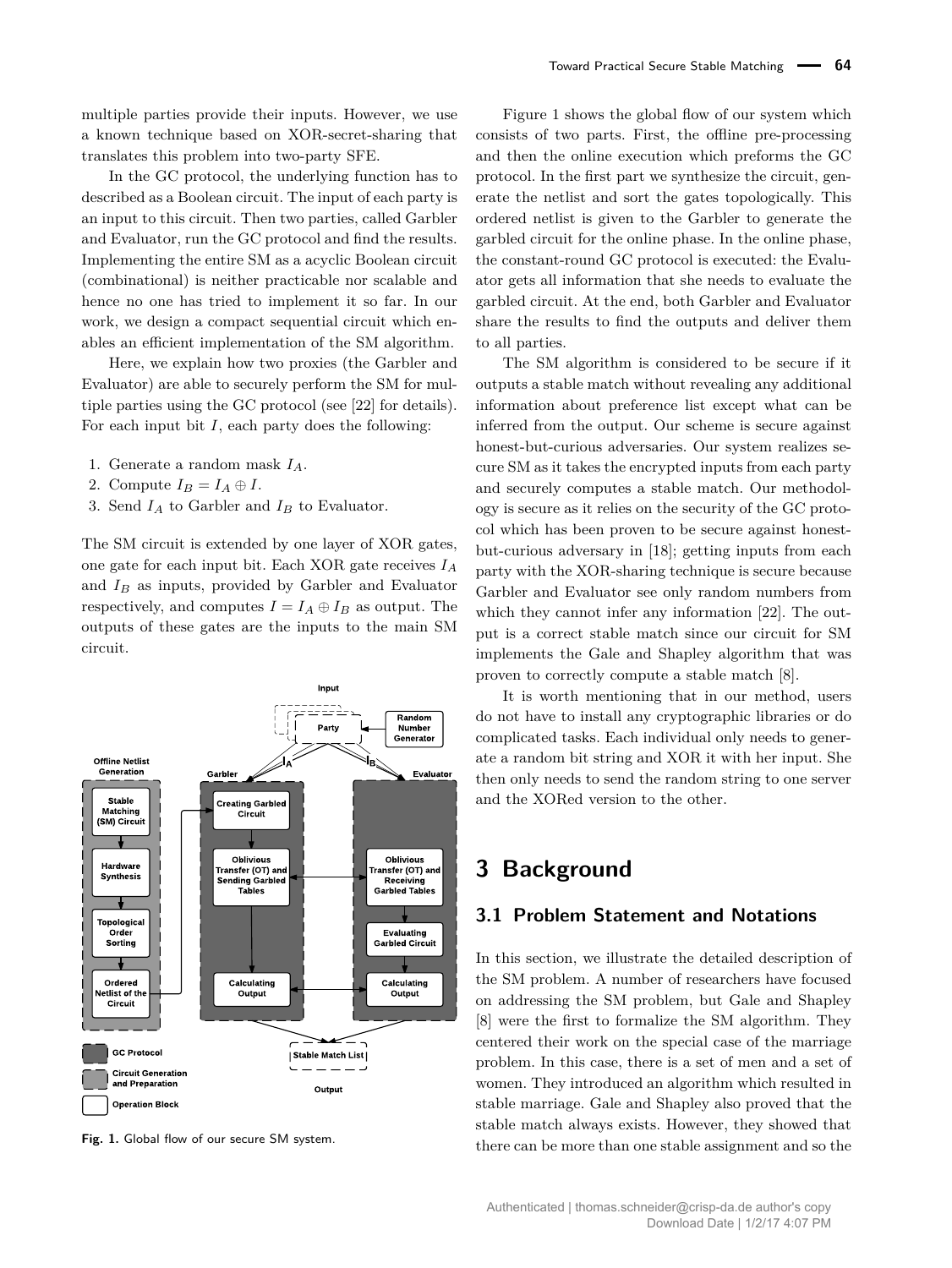multiple parties provide their inputs. However, we use a known technique based on XOR-secret-sharing that translates this problem into two-party SFE.

In the GC protocol, the underlying function has to described as a Boolean circuit. The input of each party is an input to this circuit. Then two parties, called Garbler and Evaluator, run the GC protocol and find the results. Implementing the entire SM as a acyclic Boolean circuit (combinational) is neither practicable nor scalable and hence no one has tried to implement it so far. In our work, we design a compact sequential circuit which enables an efficient implementation of the SM algorithm.

Here, we explain how two proxies (the Garbler and Evaluator) are able to securely perform the SM for multiple parties using the GC protocol (see [22] for details). For each input bit $I$, each party does the following:

1. Generate a random mask $I_A$.
2. Compute $I_B = I_A \oplus I$.
3. Send $I_A$ to Garbler and $I_B$ to Evaluator.

The SM circuit is extended by one layer of XOR gates, one gate for each input bit. Each XOR gate receives $I_A$ and $I_B$ as inputs, provided by Garbler and Evaluator respectively, and computes $I = I_A \oplus I_B$ as output. The outputs of these gates are the inputs to the main SM circuit.

**Fig. 1.** Global flow of our secure SM system.

Figure 1 shows the global flow of our system which consists of two parts. First, the offline pre-processing and then the online execution which preforms the GC protocol. In the first part we synthesize the circuit, generate the netlist and sort the gates topologically. This ordered netlist is given to the Garbler to generate the garbled circuit for the online phase. In the online phase, the constant-round GC protocol is executed: the Evaluator gets all information that she needs to evaluate the garbled circuit. At the end, both Garbler and Evaluator share the results to find the outputs and deliver them to all parties.

The SM algorithm is considered to be secure if it outputs a stable match without revealing any additional information about preference list except what can be inferred from the output. Our scheme is secure against honest-but-curious adversaries. Our system realizes secure SM as it takes the encrypted inputs from each party and securely computes a stable match. Our methodology is secure as it relies on the security of the GC protocol which has been proven to be secure against honest-but-curious adversary in [18]; getting inputs from each party with the XOR-sharing technique is secure because Garbler and Evaluator see only random numbers from which they cannot infer any information [22]. The output is a correct stable match since our circuit for SM implements the Gale and Shapley algorithm that was proven to correctly compute a stable match [8].

It is worth mentioning that in our method, users do not have to install any cryptographic libraries or do complicated tasks. Each individual only needs to generate a random bit string and XOR it with her input. She then only needs to send the random string to one server and the XORed version to the other.

# 3 Background

## 3.1 Problem Statement and Notations

In this section, we illustrate the detailed description of the SM problem. A number of researchers have focused on addressing the SM problem, but Gale and Shapley [8] were the first to formalize the SM algorithm. They centered their work on the special case of the marriage problem. In this case, there is a set of men and a set of women. They introduced an algorithm which resulted in stable marriage. Gale and Shapley also proved that the stable match always exists. However, they showed that there can be more than one stable assignment and so the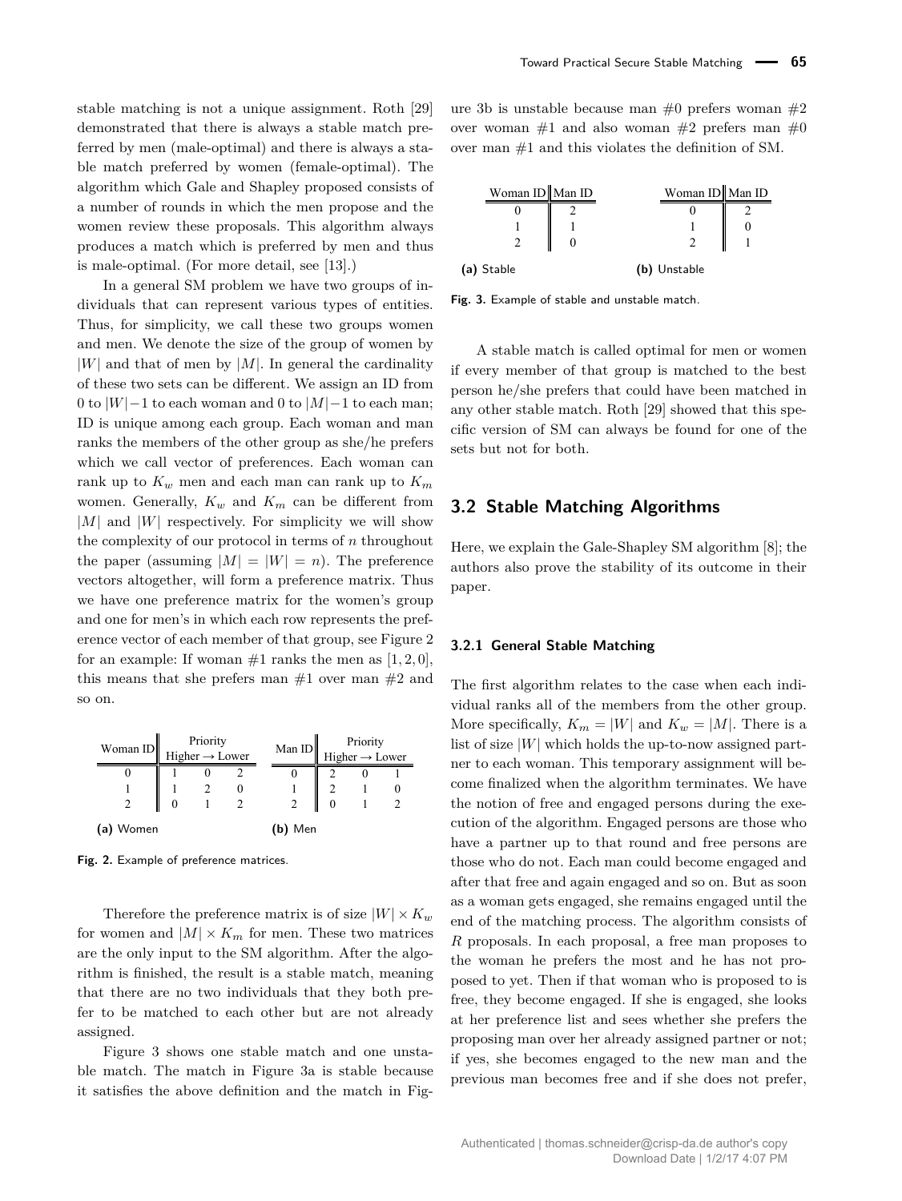stable matching is not a unique assignment. Roth [29] demonstrated that there is always a stable match preferred by men (male-optimal) and there is always a stable match preferred by women (female-optimal). The algorithm which Gale and Shapley proposed consists of a number of rounds in which the men propose and the women review these proposals. This algorithm always produces a match which is preferred by men and thus is male-optimal. (For more detail, see [13].)

In a general SM problem we have two groups of individuals that can represent various types of entities. Thus, for simplicity, we call these two groups women and men. We denote the size of the group of women by $|W|$ and that of men by $|M|$. In general the cardinality of these two sets can be different. We assign an ID from 0 to $|W|-1$ to each woman and 0 to $|M|-1$ to each man; ID is unique among each group. Each woman and man ranks the members of the other group as she/he prefers which we call vector of preferences. Each woman can rank up to $K_w$ men and each man can rank up to $K_m$ women. Generally, $K_w$ and $K_m$ can be different from $|M|$ and $|W|$ respectively. For simplicity we will show the complexity of our protocol in terms of $n$ throughout the paper (assuming $|M| = |W| = n$). The preference vectors altogether, will form a preference matrix. Thus we have one preference matrix for the women's group and one for men's in which each row represents the preference vector of each member of that group, see Figure 2 for an example: If woman #1 ranks the men as $[1, 2, 0]$, this means that she prefers man #1 over man #2 and so on.

**(a) Women**

| Woman ID | Priority Higher → Lower | | |
|---|---|---|---|
| 0 | 1 | 0 | 2 |
| 1 | 1 | 2 | 0 |
| 2 | 0 | 1 | 2 |

**(b) Men**

| Man ID | Priority Higher → Lower | | |
|---|---|---|---|
| 0 | 2 | 0 | 1 |
| 1 | 2 | 1 | 0 |
| 2 | 0 | 1 | 2 |

**Fig. 2.** Example of preference matrices.

Therefore the preference matrix is of size $|W| \times K_w$ for women and $|M| \times K_m$ for men. These two matrices are the only input to the SM algorithm. After the algorithm is finished, the result is a stable match, meaning that there are no two individuals that they both prefer to be matched to each other but are not already assigned.

Figure 3 shows one stable match and one unstable match. The match in Figure 3a is stable because it satisfies the above definition and the match in Figure 3b is unstable because man #0 prefers woman #2 over woman #1 and also woman #2 prefers man #0 over man #1 and this violates the definition of SM.

**(a) Stable**

| Woman ID | Man ID |
|---|---|
| 0 | 2 |
| 1 | 1 |
| 2 | 0 |

**(b) Unstable**

| Woman ID | Man ID |
|---|---|
| 0 | 2 |
| 1 | 0 |
| 2 | 1 |

**Fig. 3.** Example of stable and unstable match.

A stable match is called optimal for men or women if every member of that group is matched to the best person he/she prefers that could have been matched in any other stable match. Roth [29] showed that this specific version of SM can always be found for one of the sets but not for both.

## 3.2 Stable Matching Algorithms

Here, we explain the Gale-Shapley SM algorithm [8]; the authors also prove the stability of its outcome in their paper.

### 3.2.1 General Stable Matching

The first algorithm relates to the case when each individual ranks all of the members from the other group. More specifically, $K_m = |W|$ and $K_w = |M|$. There is a list of size $|W|$ which holds the up-to-now assigned partner to each woman. This temporary assignment will become finalized when the algorithm terminates. We have the notion of free and engaged persons during the execution of the algorithm. Engaged persons are those who have a partner up to that round and free persons are those who do not. Each man could become engaged and after that free and again engaged and so on. But as soon as a woman gets engaged, she remains engaged until the end of the matching process. The algorithm consists of $R$ proposals. In each proposal, a free man proposes to the woman he prefers the most and he has not proposed to yet. Then if that woman who is proposed to is free, they become engaged. If she is engaged, she looks at her preference list and sees whether she prefers the proposing man over her already assigned partner or not; if yes, she becomes engaged to the new man and the previous man becomes free and if she does not prefer,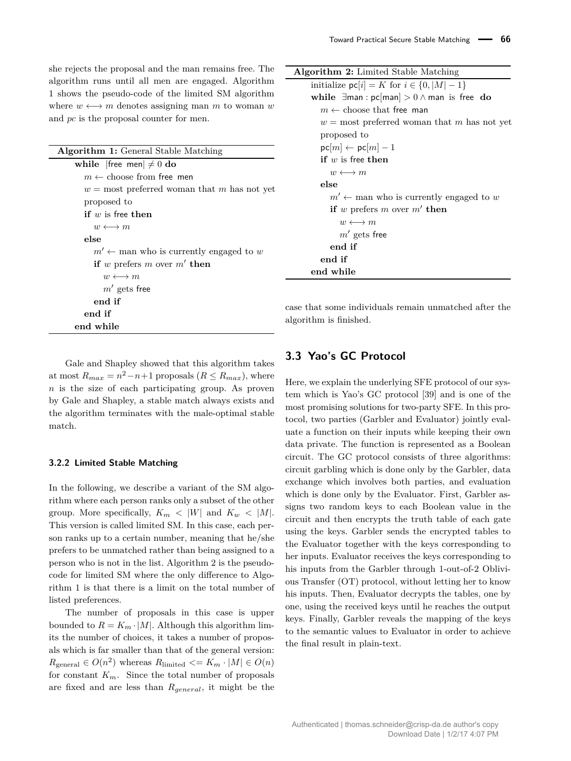she rejects the proposal and the man remains free. The algorithm runs until all men are engaged. Algorithm 1 shows the pseudo-code of the limited SM algorithm where $w \longleftrightarrow m$ denotes assigning man $m$ to woman $w$ and $pc$ is the proposal counter for men.

**Algorithm 1:** General Stable Matching

```
while |free men| ≠ 0 do
    m ← choose from free men
    w = most preferred woman that m has not yet proposed to
    if w is free then
        w ⟷ m
    else
        m' ← man who is currently engaged to w
        if w prefers m over m' then
            w ⟷ m
            m' gets free
        end if
    end if
end while
```

Gale and Shapley showed that this algorithm takes at most $R_{max} = n^2 - n + 1$ proposals ($R \leq R_{max}$), where $n$ is the size of each participating group. As proven by Gale and Shapley, a stable match always exists and the algorithm terminates with the male-optimal stable match.

#### 3.2.2 Limited Stable Matching

In the following, we describe a variant of the SM algorithm where each person ranks only a subset of the other group. More specifically, $K_m < |W|$ and $K_w < |M|$. This version is called limited SM. In this case, each person ranks up to a certain number, meaning that he/she prefers to be unmatched rather than being assigned to a person who is not in the list. Algorithm 2 is the pseudo-code for limited SM where the only difference to Algorithm 1 is that there is a limit on the total number of listed preferences.

The number of proposals in this case is upper bounded to $R = K_m \cdot |M|$. Although this algorithm limits the number of choices, it takes a number of proposals which is far smaller than that of the general version: $R_{\text{general}} \in O(n^2)$ whereas $R_{\text{limited}} <= K_m \cdot |M| \in O(n)$ for constant $K_m$. Since the total number of proposals are fixed and are less than $R_{general}$, it might be the case that some individuals remain unmatched after the algorithm is finished.

**Algorithm 2:** Limited Stable Matching

```
initialize pc[i] = K for i ∈ {0, |M| − 1}
while ∃man : pc[man] > 0 ∧ man is free do
    m ← choose that free man
    w = most preferred woman that m has not yet proposed to
    pc[m] ← pc[m] − 1
    if w is free then
        w ⟷ m
    else
        m' ← man who is currently engaged to w
        if w prefers m over m' then
            w ⟷ m
            m' gets free
        end if
    end if
end while
```

## 3.3 Yao's GC Protocol

Here, we explain the underlying SFE protocol of our system which is Yao's GC protocol [39] and is one of the most promising solutions for two-party SFE. In this protocol, two parties (Garbler and Evaluator) jointly evaluate a function on their inputs while keeping their own data private. The function is represented as a Boolean circuit. The GC protocol consists of three algorithms: circuit garbling which is done only by the Garbler, data exchange which involves both parties, and evaluation which is done only by the Evaluator. First, Garbler assigns two random keys to each Boolean value in the circuit and then encrypts the truth table of each gate using the keys. Garbler sends the encrypted tables to the Evaluator together with the keys corresponding to her inputs. Evaluator receives the keys corresponding to his inputs from the Garbler through 1-out-of-2 Oblivious Transfer (OT) protocol, without letting her to know his inputs. Then, Evaluator decrypts the tables, one by one, using the received keys until he reaches the output keys. Finally, Garbler reveals the mapping of the keys to the semantic values to Evaluator in order to achieve the final result in plain-text.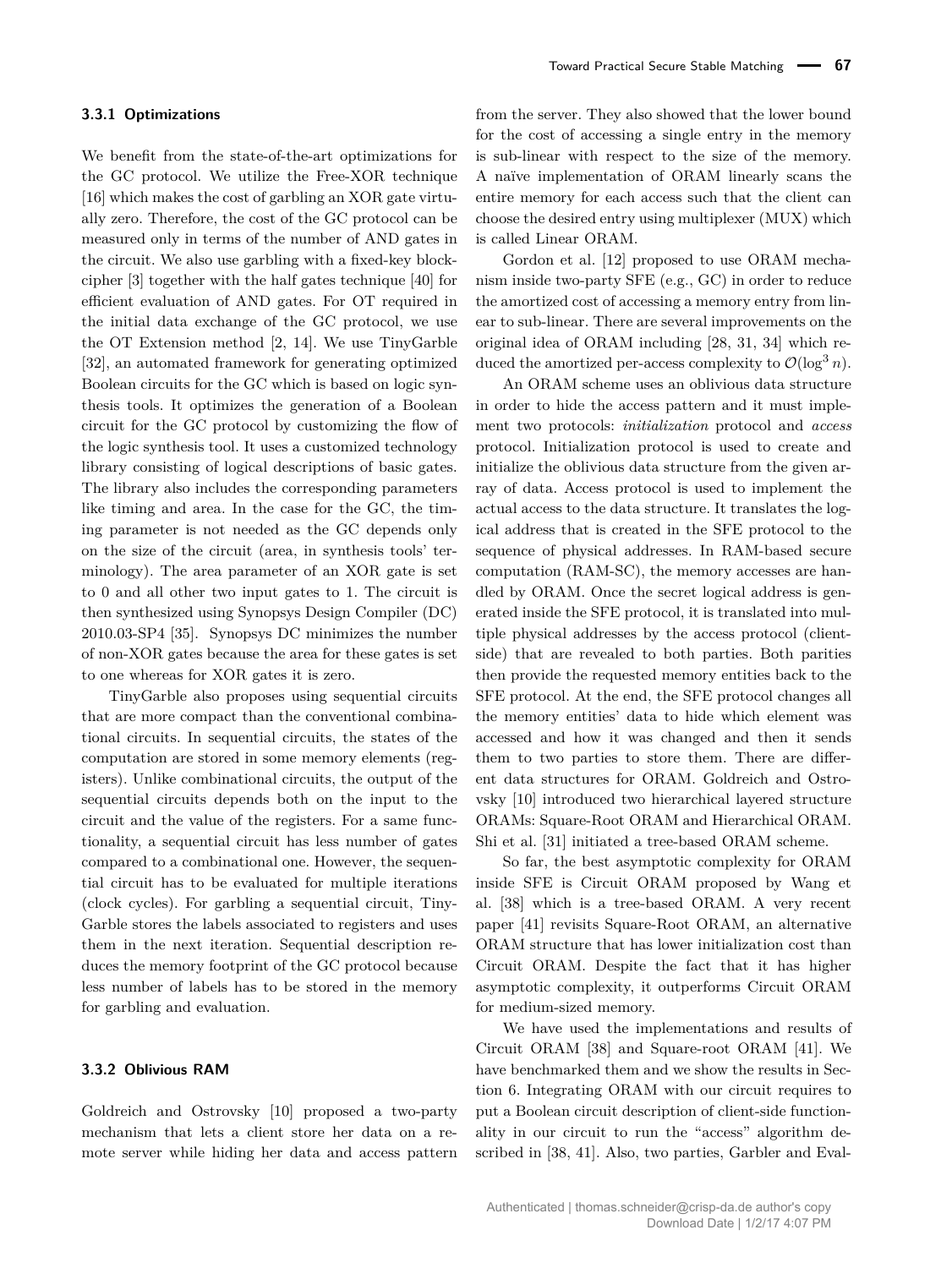### 3.3.1 Optimizations

We benefit from the state-of-the-art optimizations for the GC protocol. We utilize the Free-XOR technique [16] which makes the cost of garbling an XOR gate virtually zero. Therefore, the cost of the GC protocol can be measured only in terms of the number of AND gates in the circuit. We also use garbling with a fixed-key blockcipher [3] together with the half gates technique [40] for efficient evaluation of AND gates. For OT required in the initial data exchange of the GC protocol, we use the OT Extension method [2, 14]. We use TinyGarble [32], an automated framework for generating optimized Boolean circuits for the GC which is based on logic synthesis tools. It optimizes the generation of a Boolean circuit for the GC protocol by customizing the flow of the logic synthesis tool. It uses a customized technology library consisting of logical descriptions of basic gates. The library also includes the corresponding parameters like timing and area. In the case for the GC, the timing parameter is not needed as the GC depends only on the size of the circuit (area, in synthesis tools' terminology). The area parameter of an XOR gate is set to 0 and all other two input gates to 1. The circuit is then synthesized using Synopsys Design Compiler (DC) 2010.03-SP4 [35]. Synopsys DC minimizes the number of non-XOR gates because the area for these gates is set to one whereas for XOR gates it is zero.

TinyGarble also proposes using sequential circuits that are more compact than the conventional combinational circuits. In sequential circuits, the states of the computation are stored in some memory elements (registers). Unlike combinational circuits, the output of the sequential circuits depends both on the input to the circuit and the value of the registers. For a same functionality, a sequential circuit has less number of gates compared to a combinational one. However, the sequential circuit has to be evaluated for multiple iterations (clock cycles). For garbling a sequential circuit, TinyGarble stores the labels associated to registers and uses them in the next iteration. Sequential description reduces the memory footprint of the GC protocol because less number of labels has to be stored in the memory for garbling and evaluation.

### 3.3.2 Oblivious RAM

Goldreich and Ostrovsky [10] proposed a two-party mechanism that lets a client store her data on a remote server while hiding her data and access pattern from the server. They also showed that the lower bound for the cost of accessing a single entry in the memory is sub-linear with respect to the size of the memory. A naïve implementation of ORAM linearly scans the entire memory for each access such that the client can choose the desired entry using multiplexer (MUX) which is called Linear ORAM.

Gordon et al. [12] proposed to use ORAM mechanism inside two-party SFE (e.g., GC) in order to reduce the amortized cost of accessing a memory entry from linear to sub-linear. There are several improvements on the original idea of ORAM including [28, 31, 34] which reduced the amortized per-access complexity to $\mathcal{O}(\log^3 n)$.

An ORAM scheme uses an oblivious data structure in order to hide the access pattern and it must implement two protocols: *initialization* protocol and *access* protocol. Initialization protocol is used to create and initialize the oblivious data structure from the given array of data. Access protocol is used to implement the actual access to the data structure. It translates the logical address that is created in the SFE protocol to the sequence of physical addresses. In RAM-based secure computation (RAM-SC), the memory accesses are handled by ORAM. Once the secret logical address is generated inside the SFE protocol, it is translated into multiple physical addresses by the access protocol (client-side) that are revealed to both parties. Both parities then provide the requested memory entities back to the SFE protocol. At the end, the SFE protocol changes all the memory entities' data to hide which element was accessed and how it was changed and then it sends them to two parties to store them. There are different data structures for ORAM. Goldreich and Ostrovsky [10] introduced two hierarchical layered structure ORAMs: Square-Root ORAM and Hierarchical ORAM. Shi et al. [31] initiated a tree-based ORAM scheme.

So far, the best asymptotic complexity for ORAM inside SFE is Circuit ORAM proposed by Wang et al. [38] which is a tree-based ORAM. A very recent paper [41] revisits Square-Root ORAM, an alternative ORAM structure that has lower initialization cost than Circuit ORAM. Despite the fact that it has higher asymptotic complexity, it outperforms Circuit ORAM for medium-sized memory.

We have used the implementations and results of Circuit ORAM [38] and Square-root ORAM [41]. We have benchmarked them and we show the results in Section 6. Integrating ORAM with our circuit requires to put a Boolean circuit description of client-side functionality in our circuit to run the "access" algorithm described in [38, 41]. Also, two parties, Garbler and Eval-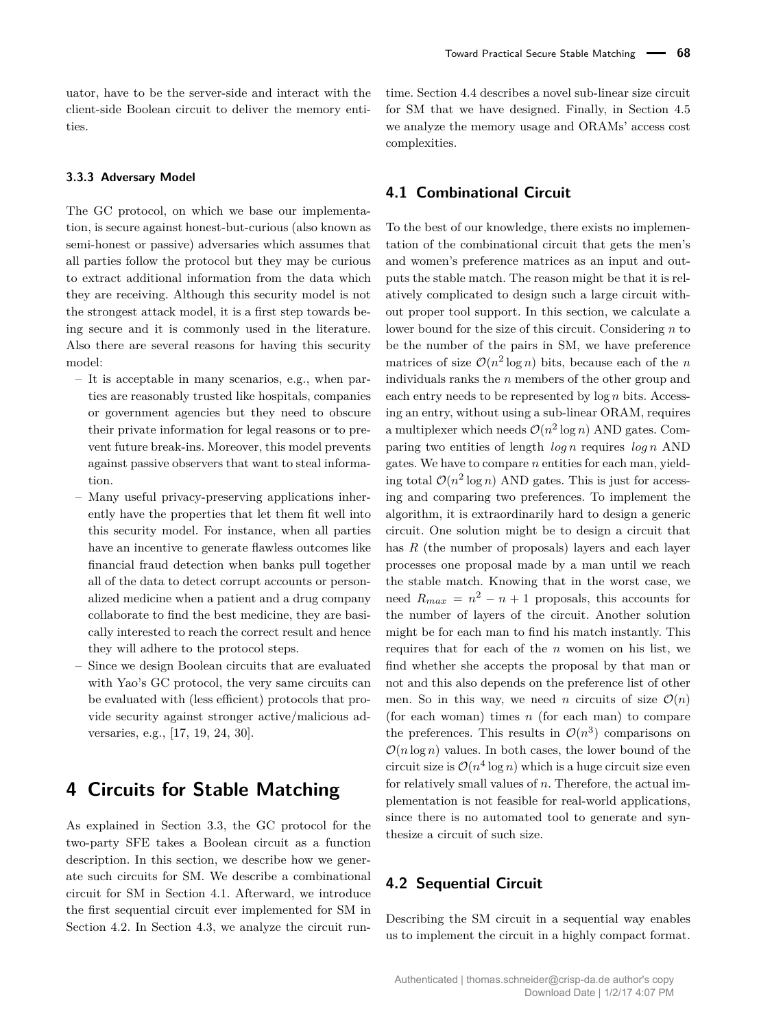uator, have to be the server-side and interact with the client-side Boolean circuit to deliver the memory entities.

### 3.3.3 Adversary Model

The GC protocol, on which we base our implementation, is secure against honest-but-curious (also known as semi-honest or passive) adversaries which assumes that all parties follow the protocol but they may be curious to extract additional information from the data which they are receiving. Although this security model is not the strongest attack model, it is a first step towards being secure and it is commonly used in the literature. Also there are several reasons for having this security model:

- It is acceptable in many scenarios, e.g., when parties are reasonably trusted like hospitals, companies or government agencies but they need to obscure their private information for legal reasons or to prevent future break-ins. Moreover, this model prevents against passive observers that want to steal information.
- Many useful privacy-preserving applications inherently have the properties that let them fit well into this security model. For instance, when all parties have an incentive to generate flawless outcomes like financial fraud detection when banks pull together all of the data to detect corrupt accounts or personalized medicine when a patient and a drug company collaborate to find the best medicine, they are basically interested to reach the correct result and hence they will adhere to the protocol steps.
- Since we design Boolean circuits that are evaluated with Yao's GC protocol, the very same circuits can be evaluated with (less efficient) protocols that provide security against stronger active/malicious adversaries, e.g., [17, 19, 24, 30].

# 4 Circuits for Stable Matching

As explained in Section 3.3, the GC protocol for the two-party SFE takes a Boolean circuit as a function description. In this section, we describe how we generate such circuits for SM. We describe a combinational circuit for SM in Section 4.1. Afterward, we introduce the first sequential circuit ever implemented for SM in Section 4.2. In Section 4.3, we analyze the circuit runtime. Section 4.4 describes a novel sub-linear size circuit for SM that we have designed. Finally, in Section 4.5 we analyze the memory usage and ORAMs' access cost complexities.

## 4.1 Combinational Circuit

To the best of our knowledge, there exists no implementation of the combinational circuit that gets the men's and women's preference matrices as an input and outputs the stable match. The reason might be that it is relatively complicated to design such a large circuit without proper tool support. In this section, we calculate a lower bound for the size of this circuit. Considering $n$ to be the number of the pairs in SM, we have preference matrices of size $\mathcal{O}(n^2 \log n)$ bits, because each of the $n$ individuals ranks the $n$ members of the other group and each entry needs to be represented by $\log n$ bits. Accessing an entry, without using a sub-linear ORAM, requires a multiplexer which needs $\mathcal{O}(n^2 \log n)$ AND gates. Comparing two entities of length $log\, n$ requires $log\, n$ AND gates. We have to compare $n$ entities for each man, yielding total $\mathcal{O}(n^2 \log n)$ AND gates. This is just for accessing and comparing two preferences. To implement the algorithm, it is extraordinarily hard to design a generic circuit. One solution might be to design a circuit that has $R$ (the number of proposals) layers and each layer processes one proposal made by a man until we reach the stable match. Knowing that in the worst case, we need $R_{max} = n^2 - n + 1$ proposals, this accounts for the number of layers of the circuit. Another solution might be for each man to find his match instantly. This requires that for each of the $n$ women on his list, we find whether she accepts the proposal by that man or not and this also depends on the preference list of other men. So in this way, we need $n$ circuits of size $\mathcal{O}(n)$ (for each woman) times $n$ (for each man) to compare the preferences. This results in $\mathcal{O}(n^3)$ comparisons on $\mathcal{O}(n \log n)$ values. In both cases, the lower bound of the circuit size is $\mathcal{O}(n^4 \log n)$ which is a huge circuit size even for relatively small values of $n$. Therefore, the actual implementation is not feasible for real-world applications, since there is no automated tool to generate and synthesize a circuit of such size.

## 4.2 Sequential Circuit

Describing the SM circuit in a sequential way enables us to implement the circuit in a highly compact format.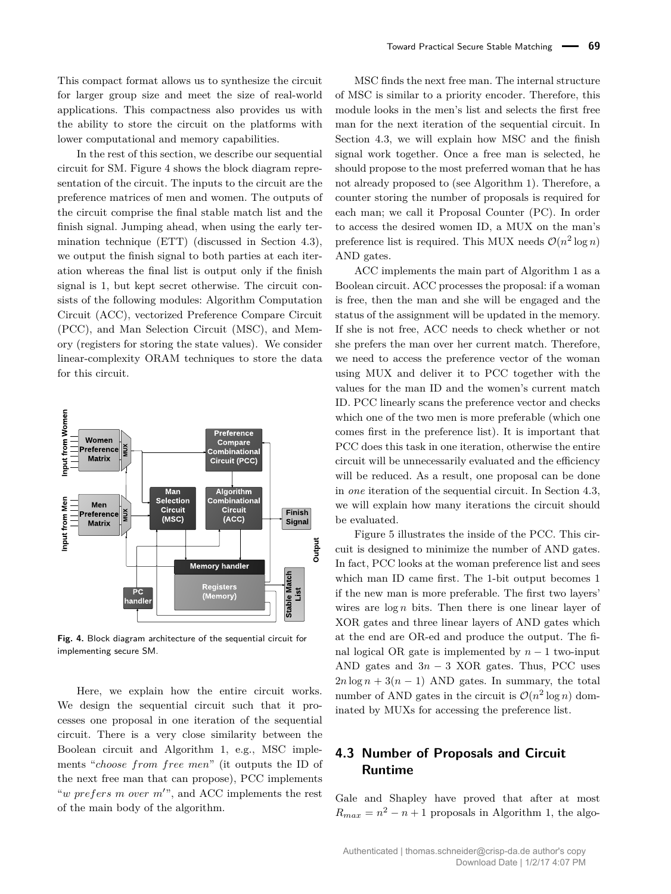This compact format allows us to synthesize the circuit for larger group size and meet the size of real-world applications. This compactness also provides us with the ability to store the circuit on the platforms with lower computational and memory capabilities.

In the rest of this section, we describe our sequential circuit for SM. Figure 4 shows the block diagram representation of the circuit. The inputs to the circuit are the preference matrices of men and women. The outputs of the circuit comprise the final stable match list and the finish signal. Jumping ahead, when using the early termination technique (ETT) (discussed in Section 4.3), we output the finish signal to both parties at each iteration whereas the final list is output only if the finish signal is 1, but kept secret otherwise. The circuit consists of the following modules: Algorithm Computation Circuit (ACC), vectorized Preference Compare Circuit (PCC), and Man Selection Circuit (MSC), and Memory (registers for storing the state values). We consider linear-complexity ORAM techniques to store the data for this circuit.

**Fig. 4.** Block diagram architecture of the sequential circuit for implementing secure SM.

Here, we explain how the entire circuit works. We design the sequential circuit such that it processes one proposal in one iteration of the sequential circuit. There is a very close similarity between the Boolean circuit and Algorithm 1, e.g., MSC implements "*choose from free men*" (it outputs the ID of the next free man that can propose), PCC implements "*w prefers m over m′*", and ACC implements the rest of the main body of the algorithm.

MSC finds the next free man. The internal structure of MSC is similar to a priority encoder. Therefore, this module looks in the men's list and selects the first free man for the next iteration of the sequential circuit. In Section 4.3, we will explain how MSC and the finish signal work together. Once a free man is selected, he should propose to the most preferred woman that he has not already proposed to (see Algorithm 1). Therefore, a counter storing the number of proposals is required for each man; we call it Proposal Counter (PC). In order to access the desired women ID, a MUX on the man's preference list is required. This MUX needs $\mathcal{O}(n^2 \log n)$ AND gates.

ACC implements the main part of Algorithm 1 as a Boolean circuit. ACC processes the proposal: if a woman is free, then the man and she will be engaged and the status of the assignment will be updated in the memory. If she is not free, ACC needs to check whether or not she prefers the man over her current match. Therefore, we need to access the preference vector of the woman using MUX and deliver it to PCC together with the values for the man ID and the women's current match ID. PCC linearly scans the preference vector and checks which one of the two men is more preferable (which one comes first in the preference list). It is important that PCC does this task in one iteration, otherwise the entire circuit will be unnecessarily evaluated and the efficiency will be reduced. As a result, one proposal can be done in *one* iteration of the sequential circuit. In Section 4.3, we will explain how many iterations the circuit should be evaluated.

Figure 5 illustrates the inside of the PCC. This circuit is designed to minimize the number of AND gates. In fact, PCC looks at the woman preference list and sees which man ID came first. The 1-bit output becomes 1 if the new man is more preferable. The first two layers' wires are $\log n$ bits. Then there is one linear layer of XOR gates and three linear layers of AND gates which at the end are OR-ed and produce the output. The final logical OR gate is implemented by $n - 1$ two-input AND gates and $3n - 3$ XOR gates. Thus, PCC uses $2n \log n + 3(n - 1)$ AND gates. In summary, the total number of AND gates in the circuit is $\mathcal{O}(n^2 \log n)$ dominated by MUXs for accessing the preference list.

## 4.3 Number of Proposals and Circuit Runtime

Gale and Shapley have proved that after at most $R_{max} = n^2 - n + 1$ proposals in Algorithm 1, the algo-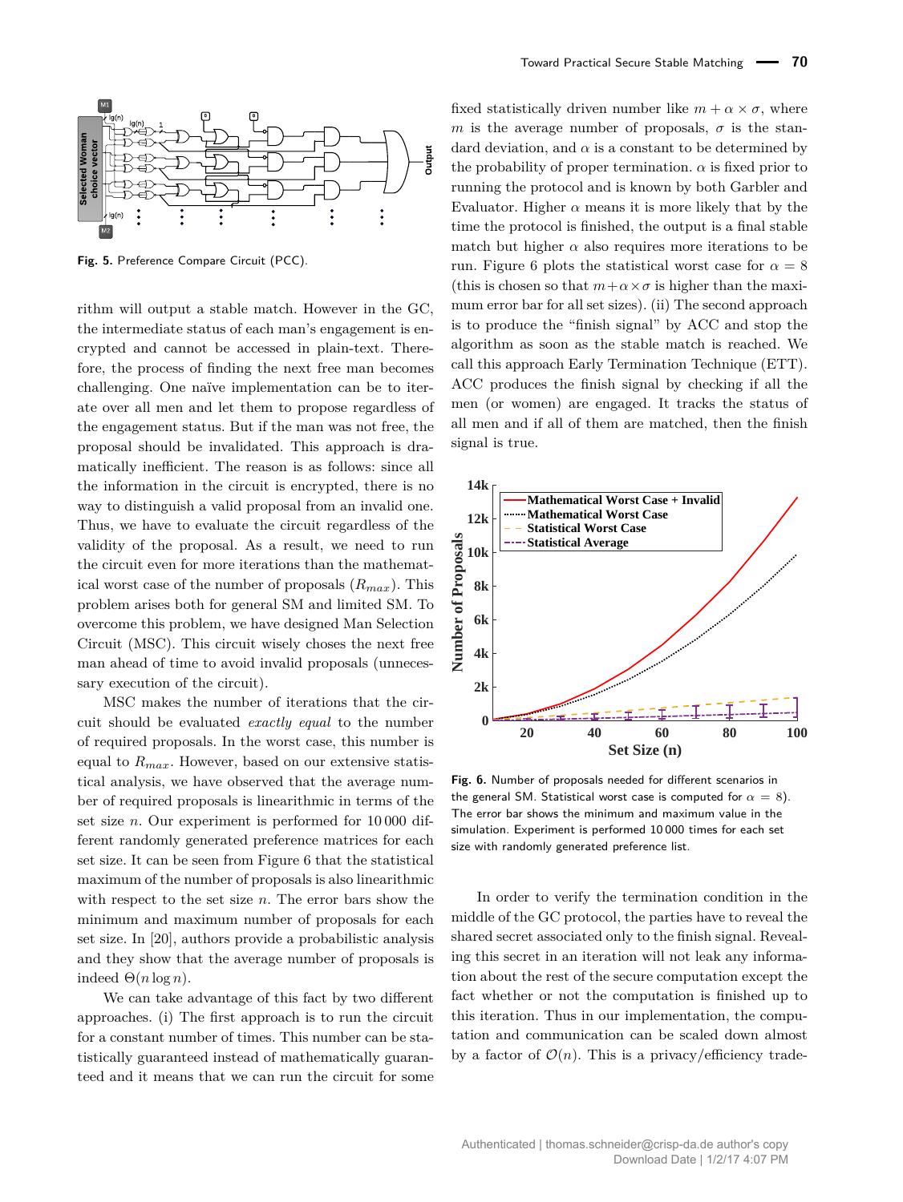Fig. 5. Preference Compare Circuit (PCC).

rithm will output a stable match. However in the GC, the intermediate status of each man's engagement is encrypted and cannot be accessed in plain-text. Therefore, the process of finding the next free man becomes challenging. One naïve implementation can be to iterate over all men and let them to propose regardless of the engagement status. But if the man was not free, the proposal should be invalidated. This approach is dramatically inefficient. The reason is as follows: since all the information in the circuit is encrypted, there is no way to distinguish a valid proposal from an invalid one. Thus, we have to evaluate the circuit regardless of the validity of the proposal. As a result, we need to run the circuit even for more iterations than the mathematical worst case of the number of proposals ($R_{max}$). This problem arises both for general SM and limited SM. To overcome this problem, we have designed Man Selection Circuit (MSC). This circuit wisely choses the next free man ahead of time to avoid invalid proposals (unnecessary execution of the circuit).

MSC makes the number of iterations that the circuit should be evaluated *exactly equal* to the number of required proposals. In the worst case, this number is equal to $R_{max}$. However, based on our extensive statistical analysis, we have observed that the average number of required proposals is linearithmic in terms of the set size $n$. Our experiment is performed for 10 000 different randomly generated preference matrices for each set size. It can be seen from Figure 6 that the statistical maximum of the number of proposals is also linearithmic with respect to the set size $n$. The error bars show the minimum and maximum number of proposals for each set size. In [20], authors provide a probabilistic analysis and they show that the average number of proposals is indeed $\Theta(n \log n)$.

We can take advantage of this fact by two different approaches. (i) The first approach is to run the circuit for a constant number of times. This number can be statistically guaranteed instead of mathematically guaranteed and it means that we can run the circuit for some fixed statistically driven number like $m + \alpha \times \sigma$, where $m$ is the average number of proposals, $\sigma$ is the standard deviation, and $\alpha$ is a constant to be determined by the probability of proper termination. $\alpha$ is fixed prior to running the protocol and is known by both Garbler and Evaluator. Higher $\alpha$ means it is more likely that by the time the protocol is finished, the output is a final stable match but higher $\alpha$ also requires more iterations to be run. Figure 6 plots the statistical worst case for $\alpha = 8$ (this is chosen so that $m+\alpha\times\sigma$ is higher than the maximum error bar for all set sizes). (ii) The second approach is to produce the "finish signal" by ACC and stop the algorithm as soon as the stable match is reached. We call this approach Early Termination Technique (ETT). ACC produces the finish signal by checking if all the men (or women) are engaged. It tracks the status of all men and if all of them are matched, then the finish signal is true.

Fig. 6. Number of proposals needed for different scenarios in the general SM. Statistical worst case is computed for $\alpha = 8$). The error bar shows the minimum and maximum value in the simulation. Experiment is performed 10 000 times for each set size with randomly generated preference list.

In order to verify the termination condition in the middle of the GC protocol, the parties have to reveal the shared secret associated only to the finish signal. Revealing this secret in an iteration will not leak any information about the rest of the secure computation except the fact whether or not the computation is finished up to this iteration. Thus in our implementation, the computation and communication can be scaled down almost by a factor of $\mathcal{O}(n)$. This is a privacy/efficiency trade-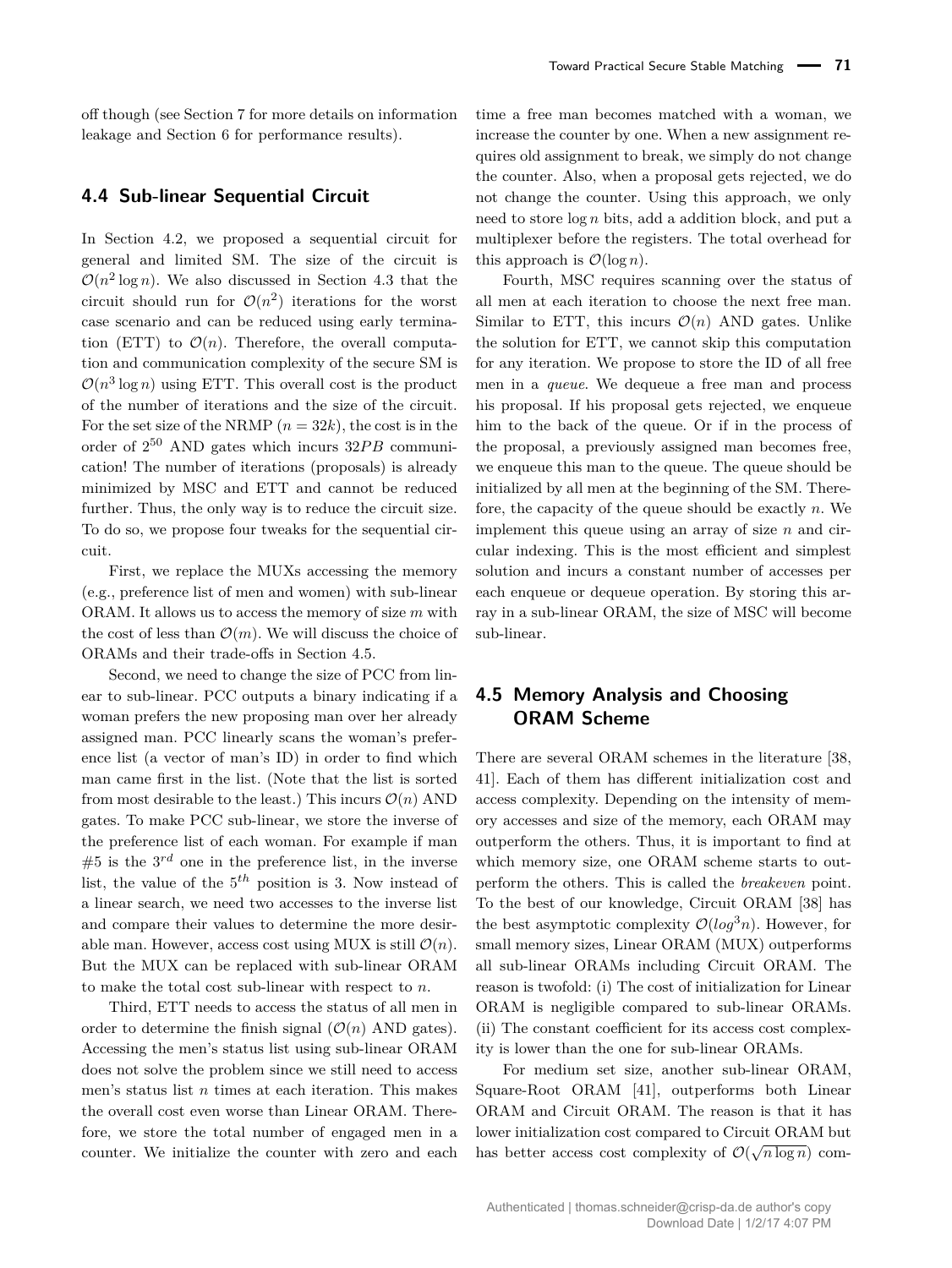off though (see Section 7 for more details on information leakage and Section 6 for performance results).

## 4.4 Sub-linear Sequential Circuit

In Section 4.2, we proposed a sequential circuit for general and limited SM. The size of the circuit is $\mathcal{O}(n^2 \log n)$. We also discussed in Section 4.3 that the circuit should run for $\mathcal{O}(n^2)$ iterations for the worst case scenario and can be reduced using early termination (ETT) to $\mathcal{O}(n)$. Therefore, the overall computation and communication complexity of the secure SM is $\mathcal{O}(n^3 \log n)$ using ETT. This overall cost is the product of the number of iterations and the size of the circuit. For the set size of the NRMP ($n = 32k$), the cost is in the order of $2^{50}$ AND gates which incurs $32PB$ communication! The number of iterations (proposals) is already minimized by MSC and ETT and cannot be reduced further. Thus, the only way is to reduce the circuit size. To do so, we propose four tweaks for the sequential circuit.

First, we replace the MUXs accessing the memory (e.g., preference list of men and women) with sub-linear ORAM. It allows us to access the memory of size $m$ with the cost of less than $\mathcal{O}(m)$. We will discuss the choice of ORAMs and their trade-offs in Section 4.5.

Second, we need to change the size of PCC from linear to sub-linear. PCC outputs a binary indicating if a woman prefers the new proposing man over her already assigned man. PCC linearly scans the woman's preference list (a vector of man's ID) in order to find which man came first in the list. (Note that the list is sorted from most desirable to the least.) This incurs $\mathcal{O}(n)$ AND gates. To make PCC sub-linear, we store the inverse of the preference list of each woman. For example if man #5 is the $3^{rd}$ one in the preference list, in the inverse list, the value of the $5^{th}$ position is 3. Now instead of a linear search, we need two accesses to the inverse list and compare their values to determine the more desirable man. However, access cost using MUX is still $\mathcal{O}(n)$. But the MUX can be replaced with sub-linear ORAM to make the total cost sub-linear with respect to $n$.

Third, ETT needs to access the status of all men in order to determine the finish signal ($\mathcal{O}(n)$ AND gates). Accessing the men's status list using sub-linear ORAM does not solve the problem since we still need to access men's status list $n$ times at each iteration. This makes the overall cost even worse than Linear ORAM. Therefore, we store the total number of engaged men in a counter. We initialize the counter with zero and each time a free man becomes matched with a woman, we increase the counter by one. When a new assignment requires old assignment to break, we simply do not change the counter. Also, when a proposal gets rejected, we do not change the counter. Using this approach, we only need to store $\log n$ bits, add a addition block, and put a multiplexer before the registers. The total overhead for this approach is $\mathcal{O}(\log n)$.

Fourth, MSC requires scanning over the status of all men at each iteration to choose the next free man. Similar to ETT, this incurs $\mathcal{O}(n)$ AND gates. Unlike the solution for ETT, we cannot skip this computation for any iteration. We propose to store the ID of all free men in a *queue*. We dequeue a free man and process his proposal. If his proposal gets rejected, we enqueue him to the back of the queue. Or if in the process of the proposal, a previously assigned man becomes free, we enqueue this man to the queue. The queue should be initialized by all men at the beginning of the SM. Therefore, the capacity of the queue should be exactly $n$. We implement this queue using an array of size $n$ and circular indexing. This is the most efficient and simplest solution and incurs a constant number of accesses per each enqueue or dequeue operation. By storing this array in a sub-linear ORAM, the size of MSC will become sub-linear.

## 4.5 Memory Analysis and Choosing ORAM Scheme

There are several ORAM schemes in the literature [38, 41]. Each of them has different initialization cost and access complexity. Depending on the intensity of memory accesses and size of the memory, each ORAM may outperform the others. Thus, it is important to find at which memory size, one ORAM scheme starts to outperform the others. This is called the *breakeven* point. To the best of our knowledge, Circuit ORAM [38] has the best asymptotic complexity $\mathcal{O}(log^3 n)$. However, for small memory sizes, Linear ORAM (MUX) outperforms all sub-linear ORAMs including Circuit ORAM. The reason is twofold: (i) The cost of initialization for Linear ORAM is negligible compared to sub-linear ORAMs. (ii) The constant coefficient for its access cost complexity is lower than the one for sub-linear ORAMs.

For medium set size, another sub-linear ORAM, Square-Root ORAM [41], outperforms both Linear ORAM and Circuit ORAM. The reason is that it has lower initialization cost compared to Circuit ORAM but has better access cost complexity of $\mathcal{O}(\sqrt{n \log n})$ com-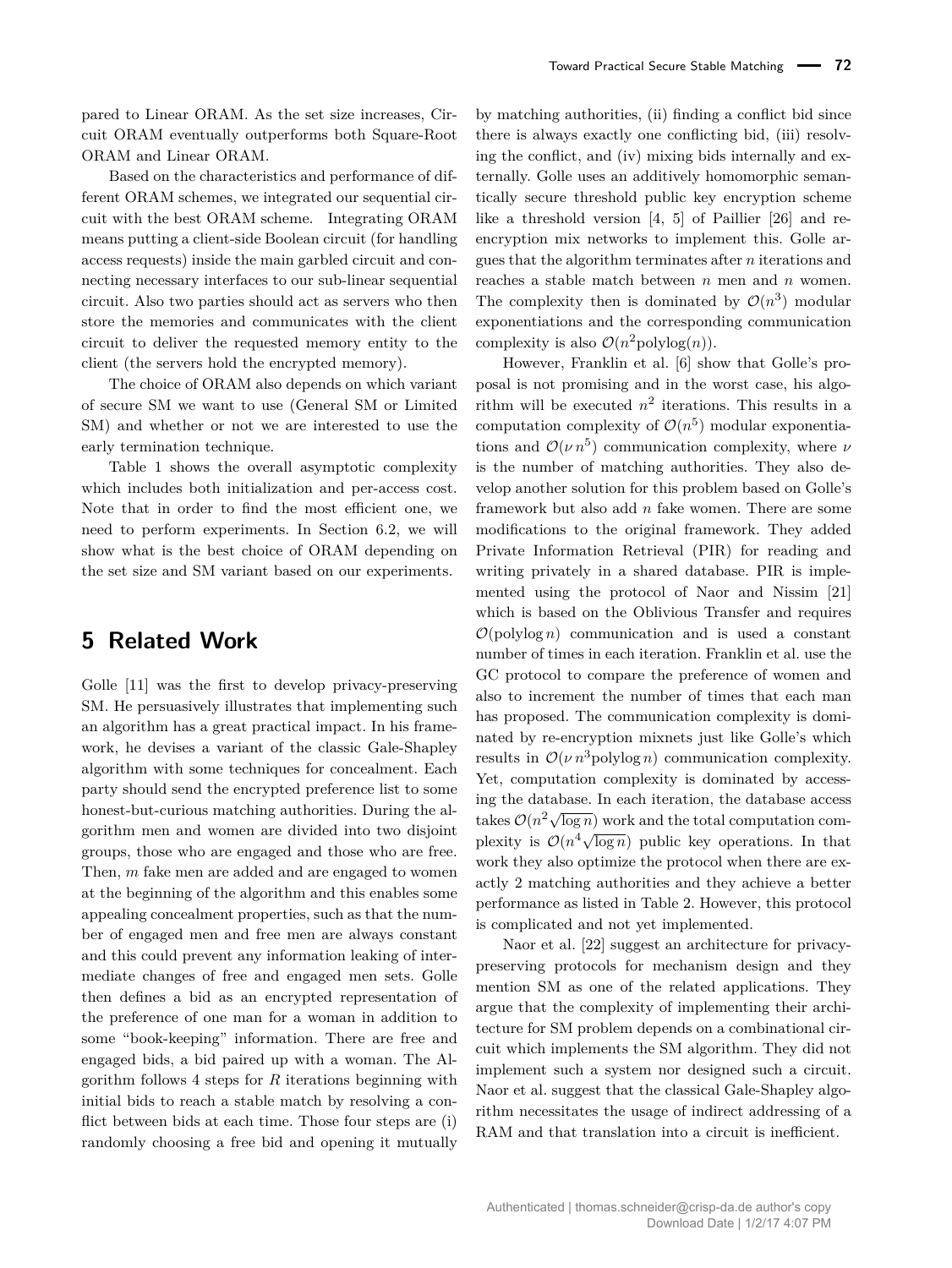pared to Linear ORAM. As the set size increases, Circuit ORAM eventually outperforms both Square-Root ORAM and Linear ORAM.

Based on the characteristics and performance of different ORAM schemes, we integrated our sequential circuit with the best ORAM scheme. Integrating ORAM means putting a client-side Boolean circuit (for handling access requests) inside the main garbled circuit and connecting necessary interfaces to our sub-linear sequential circuit. Also two parties should act as servers who then store the memories and communicates with the client circuit to deliver the requested memory entity to the client (the servers hold the encrypted memory).

The choice of ORAM also depends on which variant of secure SM we want to use (General SM or Limited SM) and whether or not we are interested to use the early termination technique.

Table 1 shows the overall asymptotic complexity which includes both initialization and per-access cost. Note that in order to find the most efficient one, we need to perform experiments. In Section 6.2, we will show what is the best choice of ORAM depending on the set size and SM variant based on our experiments.

# 5 Related Work

Golle [11] was the first to develop privacy-preserving SM. He persuasively illustrates that implementing such an algorithm has a great practical impact. In his framework, he devises a variant of the classic Gale-Shapley algorithm with some techniques for concealment. Each party should send the encrypted preference list to some honest-but-curious matching authorities. During the algorithm men and women are divided into two disjoint groups, those who are engaged and those who are free. Then, $m$ fake men are added and are engaged to women at the beginning of the algorithm and this enables some appealing concealment properties, such as that the number of engaged men and free men are always constant and this could prevent any information leaking of intermediate changes of free and engaged men sets. Golle then defines a bid as an encrypted representation of the preference of one man for a woman in addition to some "book-keeping" information. There are free and engaged bids, a bid paired up with a woman. The Algorithm follows 4 steps for $R$ iterations beginning with initial bids to reach a stable match by resolving a conflict between bids at each time. Those four steps are (i) randomly choosing a free bid and opening it mutually by matching authorities, (ii) finding a conflict bid since there is always exactly one conflicting bid, (iii) resolving the conflict, and (iv) mixing bids internally and externally. Golle uses an additively homomorphic semantically secure threshold public key encryption scheme like a threshold version [4, 5] of Paillier [26] and re-encryption mix networks to implement this. Golle argues that the algorithm terminates after $n$ iterations and reaches a stable match between $n$ men and $n$ women. The complexity then is dominated by $\mathcal{O}(n^3)$ modular exponentiations and the corresponding communication complexity is also $\mathcal{O}(n^2 \text{polylog}(n))$.

However, Franklin et al. [6] show that Golle's proposal is not promising and in the worst case, his algorithm will be executed $n^2$ iterations. This results in a computation complexity of $\mathcal{O}(n^5)$ modular exponentiations and $\mathcal{O}(\nu\, n^5)$ communication complexity, where $\nu$ is the number of matching authorities. They also develop another solution for this problem based on Golle's framework but also add $n$ fake women. There are some modifications to the original framework. They added Private Information Retrieval (PIR) for reading and writing privately in a shared database. PIR is implemented using the protocol of Naor and Nissim [21] which is based on the Oblivious Transfer and requires $\mathcal{O}(\text{polylog}\, n)$ communication and is used a constant number of times in each iteration. Franklin et al. use the GC protocol to compare the preference of women and also to increment the number of times that each man has proposed. The communication complexity is dominated by re-encryption mixnets just like Golle's which results in $\mathcal{O}(\nu\, n^3 \text{polylog}\, n)$ communication complexity. Yet, computation complexity is dominated by accessing the database. In each iteration, the database access takes $\mathcal{O}(n^2\sqrt{\log n})$ work and the total computation complexity is $\mathcal{O}(n^4\sqrt{\log n})$ public key operations. In that work they also optimize the protocol when there are exactly 2 matching authorities and they achieve a better performance as listed in Table 2. However, this protocol is complicated and not yet implemented.

Naor et al. [22] suggest an architecture for privacy-preserving protocols for mechanism design and they mention SM as one of the related applications. They argue that the complexity of implementing their architecture for SM problem depends on a combinational circuit which implements the SM algorithm. They did not implement such a system nor designed such a circuit. Naor et al. suggest that the classical Gale-Shapley algorithm necessitates the usage of indirect addressing of a RAM and that translation into a circuit is inefficient.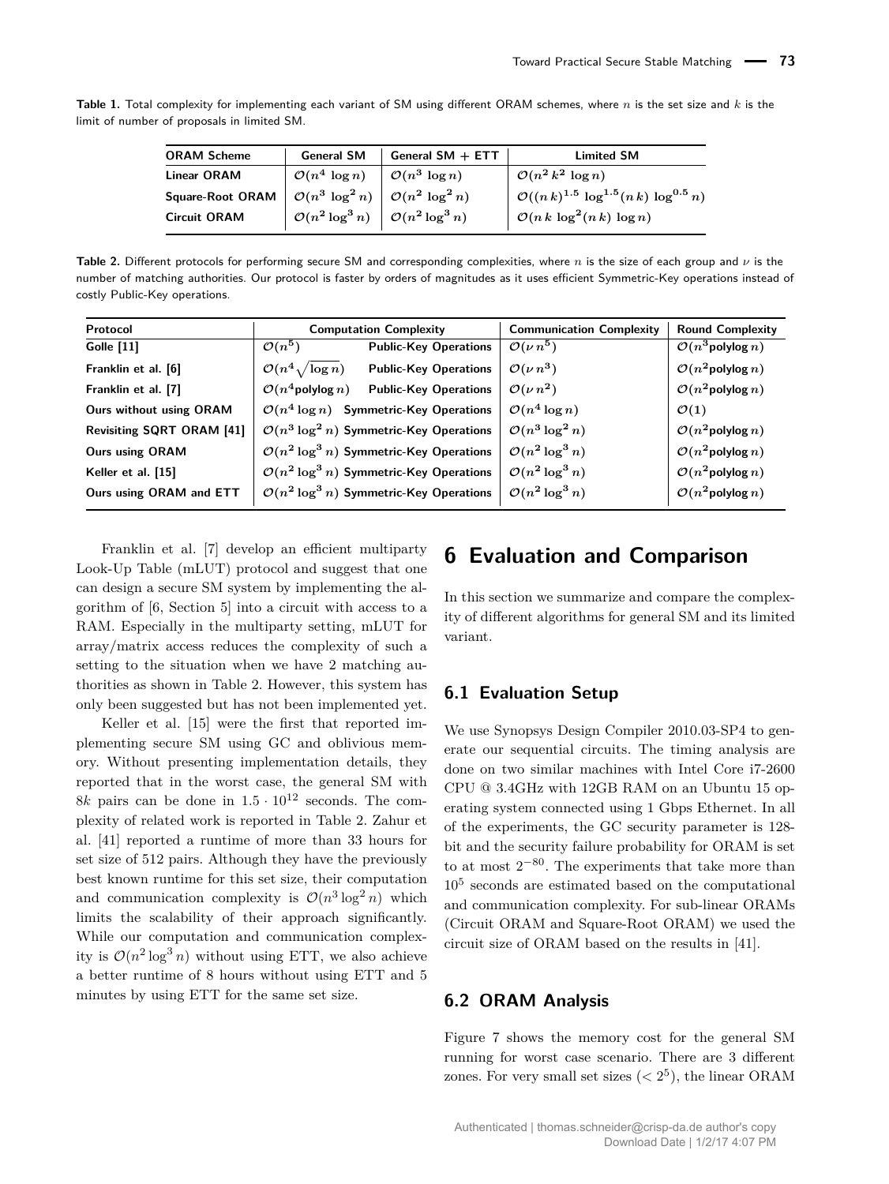**Table 1.** Total complexity for implementing each variant of SM using different ORAM schemes, where $n$ is the set size and $k$ is the limit of number of proposals in limited SM.

| ORAM Scheme | General SM | General SM + ETT | Limited SM |
|---|---|---|---|
| Linear ORAM | $\mathcal{O}(n^4 \log n)$ | $\mathcal{O}(n^3 \log n)$ | $\mathcal{O}(n^2 k^2 \log n)$ |
| Square-Root ORAM | $\mathcal{O}(n^3 \log^2 n)$ | $\mathcal{O}(n^2 \log^2 n)$ | $\mathcal{O}((n\,k)^{1.5} \log^{1.5}(n\,k) \log^{0.5} n)$ |
| Circuit ORAM | $\mathcal{O}(n^2 \log^3 n)$ | $\mathcal{O}(n^2 \log^3 n)$ | $\mathcal{O}(n\,k \log^2(n\,k) \log n)$ |

**Table 2.** Different protocols for performing secure SM and corresponding complexities, where $n$ is the size of each group and $\nu$ is the number of matching authorities. Our protocol is faster by orders of magnitudes as it uses efficient Symmetric-Key operations instead of costly Public-Key operations.

| Protocol | Computation Complexity | | Communication Complexity | Round Complexity |
|---|---|---|---|---|
| Golle [11] | $\mathcal{O}(n^5)$ | Public-Key Operations | $\mathcal{O}(\nu\, n^5)$ | $\mathcal{O}(n^3 \text{polylog}\, n)$ |
| Franklin et al. [6] | $\mathcal{O}(n^4 \sqrt{\log n})$ | Public-Key Operations | $\mathcal{O}(\nu\, n^3)$ | $\mathcal{O}(n^2 \text{polylog}\, n)$ |
| Franklin et al. [7] | $\mathcal{O}(n^4 \text{polylog}\, n)$ | Public-Key Operations | $\mathcal{O}(\nu\, n^2)$ | $\mathcal{O}(n^2 \text{polylog}\, n)$ |
| Ours without using ORAM | $\mathcal{O}(n^4 \log n)$ | Symmetric-Key Operations | $\mathcal{O}(n^4 \log n)$ | $\mathcal{O}(1)$ |
| Revisiting SQRT ORAM [41] | $\mathcal{O}(n^3 \log^2 n)$ | Symmetric-Key Operations | $\mathcal{O}(n^3 \log^2 n)$ | $\mathcal{O}(n^2 \text{polylog}\, n)$ |
| Ours using ORAM | $\mathcal{O}(n^2 \log^3 n)$ | Symmetric-Key Operations | $\mathcal{O}(n^2 \log^3 n)$ | $\mathcal{O}(n^2 \text{polylog}\, n)$ |
| Keller et al. [15] | $\mathcal{O}(n^2 \log^3 n)$ | Symmetric-Key Operations | $\mathcal{O}(n^2 \log^3 n)$ | $\mathcal{O}(n^2 \text{polylog}\, n)$ |
| Ours using ORAM and ETT | $\mathcal{O}(n^2 \log^3 n)$ | Symmetric-Key Operations | $\mathcal{O}(n^2 \log^3 n)$ | $\mathcal{O}(n^2 \text{polylog}\, n)$ |

Franklin et al. [7] develop an efficient multiparty Look-Up Table (mLUT) protocol and suggest that one can design a secure SM system by implementing the algorithm of [6, Section 5] into a circuit with access to a RAM. Especially in the multiparty setting, mLUT for array/matrix access reduces the complexity of such a setting to the situation when we have 2 matching authorities as shown in Table 2. However, this system has only been suggested but has not been implemented yet.

Keller et al. [15] were the first that reported implementing secure SM using GC and oblivious memory. Without presenting implementation details, they reported that in the worst case, the general SM with $8k$ pairs can be done in $1.5 \cdot 10^{12}$ seconds. The complexity of related work is reported in Table 2. Zahur et al. [41] reported a runtime of more than 33 hours for set size of 512 pairs. Although they have the previously best known runtime for this set size, their computation and communication complexity is $\mathcal{O}(n^3 \log^2 n)$ which limits the scalability of their approach significantly. While our computation and communication complexity is $\mathcal{O}(n^2 \log^3 n)$ without using ETT, we also achieve a better runtime of 8 hours without using ETT and 5 minutes by using ETT for the same set size.

# 6 Evaluation and Comparison

In this section we summarize and compare the complexity of different algorithms for general SM and its limited variant.

## 6.1 Evaluation Setup

We use Synopsys Design Compiler 2010.03-SP4 to generate our sequential circuits. The timing analysis are done on two similar machines with Intel Core i7-2600 CPU @ 3.4GHz with 12GB RAM on an Ubuntu 15 operating system connected using 1 Gbps Ethernet. In all of the experiments, the GC security parameter is 128-bit and the security failure probability for ORAM is set to at most $2^{-80}$. The experiments that take more than $10^5$ seconds are estimated based on the computational and communication complexity. For sub-linear ORAMs (Circuit ORAM and Square-Root ORAM) we used the circuit size of ORAM based on the results in [41].

## 6.2 ORAM Analysis

Figure 7 shows the memory cost for the general SM running for worst case scenario. There are 3 different zones. For very small set sizes ($< 2^5$), the linear ORAM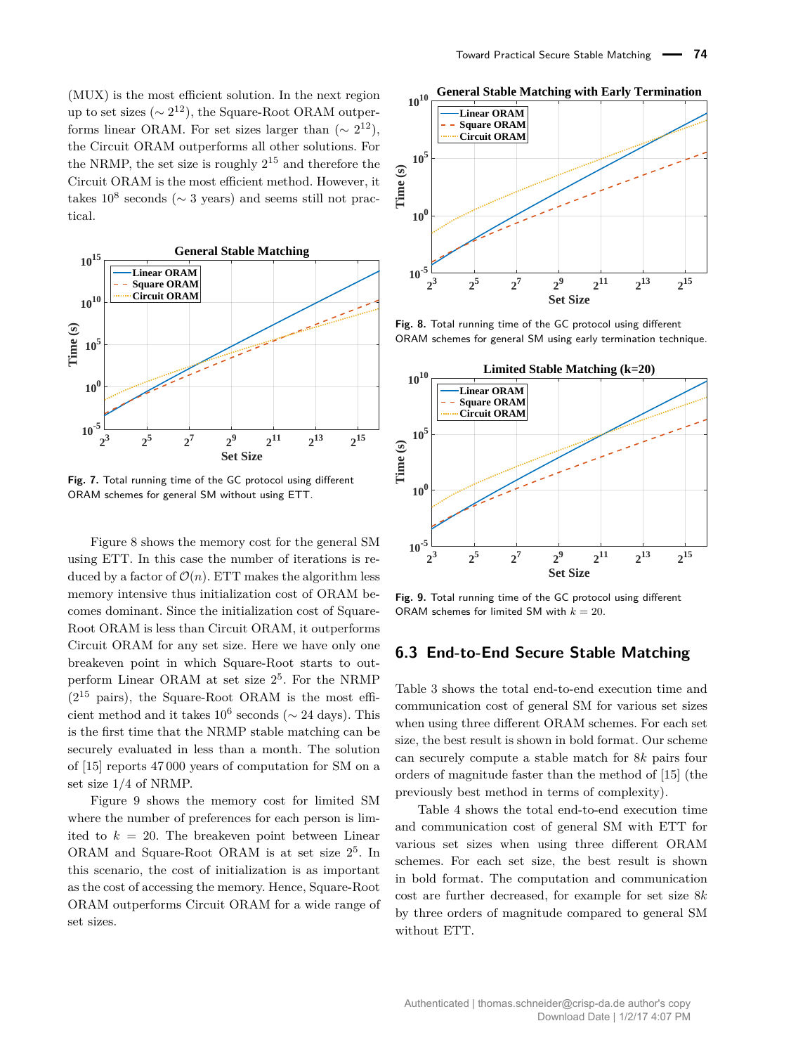(MUX) is the most efficient solution. In the next region up to set sizes ($\sim 2^{12}$), the Square-Root ORAM outperforms linear ORAM. For set sizes larger than ($\sim 2^{12}$), the Circuit ORAM outperforms all other solutions. For the NRMP, the set size is roughly $2^{15}$ and therefore the Circuit ORAM is the most efficient method. However, it takes $10^8$ seconds ($\sim$ 3 years) and seems still not practical.

**Fig. 7.** Total running time of the GC protocol using different ORAM schemes for general SM without using ETT.

Figure 8 shows the memory cost for the general SM using ETT. In this case the number of iterations is reduced by a factor of $\mathcal{O}(n)$. ETT makes the algorithm less memory intensive thus initialization cost of ORAM becomes dominant. Since the initialization cost of Square-Root ORAM is less than Circuit ORAM, it outperforms Circuit ORAM for any set size. Here we have only one breakeven point in which Square-Root starts to outperform Linear ORAM at set size $2^5$. For the NRMP ($2^{15}$ pairs), the Square-Root ORAM is the most efficient method and it takes $10^6$ seconds ($\sim$ 24 days). This is the first time that the NRMP stable matching can be securely evaluated in less than a month. The solution of [15] reports 47 000 years of computation for SM on a set size 1/4 of NRMP.

Figure 9 shows the memory cost for limited SM where the number of preferences for each person is limited to $k = 20$. The breakeven point between Linear ORAM and Square-Root ORAM is at set size $2^5$. In this scenario, the cost of initialization is as important as the cost of accessing the memory. Hence, Square-Root ORAM outperforms Circuit ORAM for a wide range of set sizes.

**Fig. 8.** Total running time of the GC protocol using different ORAM schemes for general SM using early termination technique.

**Fig. 9.** Total running time of the GC protocol using different ORAM schemes for limited SM with $k = 20$.

## 6.3 End-to-End Secure Stable Matching

Table 3 shows the total end-to-end execution time and communication cost of general SM for various set sizes when using three different ORAM schemes. For each set size, the best result is shown in bold format. Our scheme can securely compute a stable match for $8k$ pairs four orders of magnitude faster than the method of [15] (the previously best method in terms of complexity).

Table 4 shows the total end-to-end execution time and communication cost of general SM with ETT for various set sizes when using three different ORAM schemes. For each set size, the best result is shown in bold format. The computation and communication cost are further decreased, for example for set size $8k$ by three orders of magnitude compared to general SM without ETT.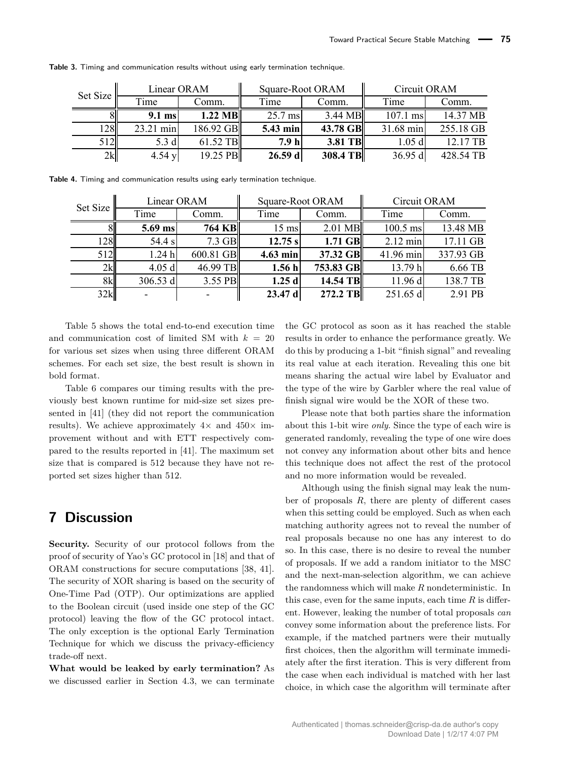**Table 3.** Timing and communication results without using early termination technique.

| Set Size | Linear ORAM | | Square-Root ORAM | | Circuit ORAM | |
|---|---|---|---|---|---|---|
| | Time | Comm. | Time | Comm. | Time | Comm. |
| 8 | **9.1 ms** | **1.22 MB** | 25.7 ms | 3.44 MB | 107.1 ms | 14.37 MB |
| 128 | 23.21 min | 186.92 GB | **5.43 min** | **43.78 GB** | 31.68 min | 255.18 GB |
| 512 | 5.3 d | 61.52 TB | **7.9 h** | **3.81 TB** | 1.05 d | 12.17 TB |
| 2k | 4.54 y | 19.25 PB | **26.59 d** | **308.4 TB** | 36.95 d | 428.54 TB |

**Table 4.** Timing and communication results using early termination technique.

| Set Size | Linear ORAM | | Square-Root ORAM | | Circuit ORAM | |
|---|---|---|---|---|---|---|
| | Time | Comm. | Time | Comm. | Time | Comm. |
| 8 | **5.69 ms** | **764 KB** | 15 ms | 2.01 MB | 100.5 ms | 13.48 MB |
| 128 | 54.4 s | 7.3 GB | **12.75 s** | **1.71 GB** | 2.12 min | 17.11 GB |
| 512 | 1.24 h | 600.81 GB | **4.63 min** | **37.32 GB** | 41.96 min | 337.93 GB |
| 2k | 4.05 d | 46.99 TB | **1.56 h** | **753.83 GB** | 13.79 h | 6.66 TB |
| 8k | 306.53 d | 3.55 PB | **1.25 d** | **14.54 TB** | 11.96 d | 138.7 TB |
| 32k | - | - | **23.47 d** | **272.2 TB** | 251.65 d | 2.91 PB |

Table 5 shows the total end-to-end execution time and communication cost of limited SM with $k = 20$ for various set sizes when using three different ORAM schemes. For each set size, the best result is shown in bold format.

Table 6 compares our timing results with the previously best known runtime for mid-size set sizes presented in [41] (they did not report the communication results). We achieve approximately $4\times$ and $450\times$ improvement without and with ETT respectively compared to the results reported in [41]. The maximum set size that is compared is 512 because they have not reported set sizes higher than 512.

## 7 Discussion

**Security.** Security of our protocol follows from the proof of security of Yao's GC protocol in [18] and that of ORAM constructions for secure computations [38, 41]. The security of XOR sharing is based on the security of One-Time Pad (OTP). Our optimizations are applied to the Boolean circuit (used inside one step of the GC protocol) leaving the flow of the GC protocol intact. The only exception is the optional Early Termination Technique for which we discuss the privacy-efficiency trade-off next.

**What would be leaked by early termination?** As we discussed earlier in Section 4.3, we can terminate the GC protocol as soon as it has reached the stable results in order to enhance the performance greatly. We do this by producing a 1-bit "finish signal" and revealing its real value at each iteration. Revealing this one bit means sharing the actual wire label by Evaluator and the type of the wire by Garbler where the real value of finish signal wire would be the XOR of these two.

Please note that both parties share the information about this 1-bit wire *only*. Since the type of each wire is generated randomly, revealing the type of one wire does not convey any information about other bits and hence this technique does not affect the rest of the protocol and no more information would be revealed.

Although using the finish signal may leak the number of proposals $R$, there are plenty of different cases when this setting could be employed. Such as when each matching authority agrees not to reveal the number of real proposals because no one has any interest to do so. In this case, there is no desire to reveal the number of proposals. If we add a random initiator to the MSC and the next-man-selection algorithm, we can achieve the randomness which will make $R$ nondeterministic. In this case, even for the same inputs, each time $R$ is different. However, leaking the number of total proposals *can* convey some information about the preference lists. For example, if the matched partners were their mutually first choices, then the algorithm will terminate immediately after the first iteration. This is very different from the case when each individual is matched with her last choice, in which case the algorithm will terminate after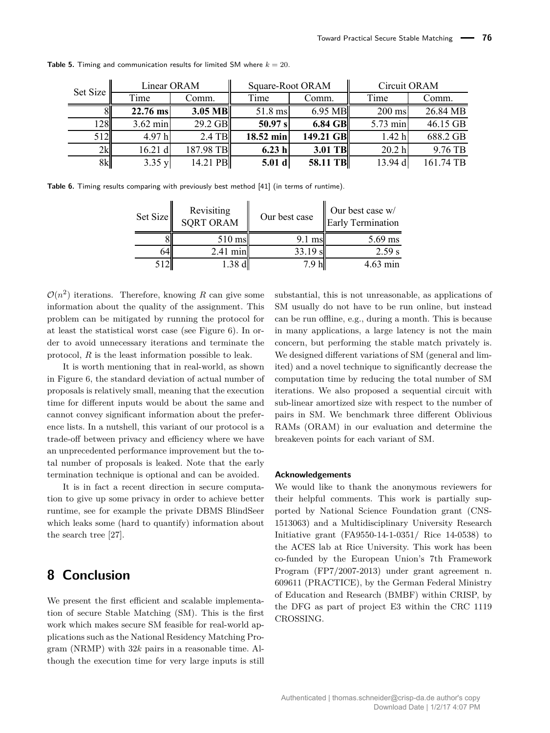**Table 5.** Timing and communication results for limited SM where $k = 20$.

| Set Size | Linear ORAM | | Square-Root ORAM | | Circuit ORAM | |
|---|---|---|---|---|---|---|
| | Time | Comm. | Time | Comm. | Time | Comm. |
| 8 | **22.76 ms** | **3.05 MB** | 51.8 ms | 6.95 MB | 200 ms | 26.84 MB |
| 128 | 3.62 min | 29.2 GB | **50.97 s** | **6.84 GB** | 5.73 min | 46.15 GB |
| 512 | 4.97 h | 2.4 TB | **18.52 min** | **149.21 GB** | 1.42 h | 688.2 GB |
| 2k | 16.21 d | 187.98 TB | **6.23 h** | **3.01 TB** | 20.2 h | 9.76 TB |
| 8k | 3.35 y | 14.21 PB | **5.01 d** | **58.11 TB** | 13.94 d | 161.74 TB |

**Table 6.** Timing results comparing with previously best method [41] (in terms of runtime).

| Set Size | Revisiting SQRT ORAM | Our best case | Our best case w/ Early Termination |
|---|---|---|---|
| 8 | 510 ms | 9.1 ms | 5.69 ms |
| 64 | 2.41 min | 33.19 s | 2.59 s |
| 512 | 1.38 d | 7.9 h | 4.63 min |

$\mathcal{O}(n^2)$ iterations. Therefore, knowing $R$ can give some information about the quality of the assignment. This problem can be mitigated by running the protocol for at least the statistical worst case (see Figure 6). In order to avoid unnecessary iterations and terminate the protocol, $R$ is the least information possible to leak.

It is worth mentioning that in real-world, as shown in Figure 6, the standard deviation of actual number of proposals is relatively small, meaning that the execution time for different inputs would be about the same and cannot convey significant information about the preference lists. In a nutshell, this variant of our protocol is a trade-off between privacy and efficiency where we have an unprecedented performance improvement but the total number of proposals is leaked. Note that the early termination technique is optional and can be avoided.

It is in fact a recent direction in secure computation to give up some privacy in order to achieve better runtime, see for example the private DBMS BlindSeer which leaks some (hard to quantify) information about the search tree [27].

# 8 Conclusion

We present the first efficient and scalable implementation of secure Stable Matching (SM). This is the first work which makes secure SM feasible for real-world applications such as the National Residency Matching Program (NRMP) with $32k$ pairs in a reasonable time. Although the execution time for very large inputs is still substantial, this is not unreasonable, as applications of SM usually do not have to be run online, but instead can be run offline, e.g., during a month. This is because in many applications, a large latency is not the main concern, but performing the stable match privately is. We designed different variations of SM (general and limited) and a novel technique to significantly decrease the computation time by reducing the total number of SM iterations. We also proposed a sequential circuit with sub-linear amortized size with respect to the number of pairs in SM. We benchmark three different Oblivious RAMs (ORAM) in our evaluation and determine the breakeven points for each variant of SM.

### Acknowledgements

We would like to thank the anonymous reviewers for their helpful comments. This work is partially supported by National Science Foundation grant (CNS-1513063) and a Multidisciplinary University Research Initiative grant (FA9550-14-1-0351/ Rice 14-0538) to the ACES lab at Rice University. This work has been co-funded by the European Union's 7th Framework Program (FP7/2007-2013) under grant agreement n. 609611 (PRACTICE), by the German Federal Ministry of Education and Research (BMBF) within CRISP, by the DFG as part of project E3 within the CRC 1119 CROSSING.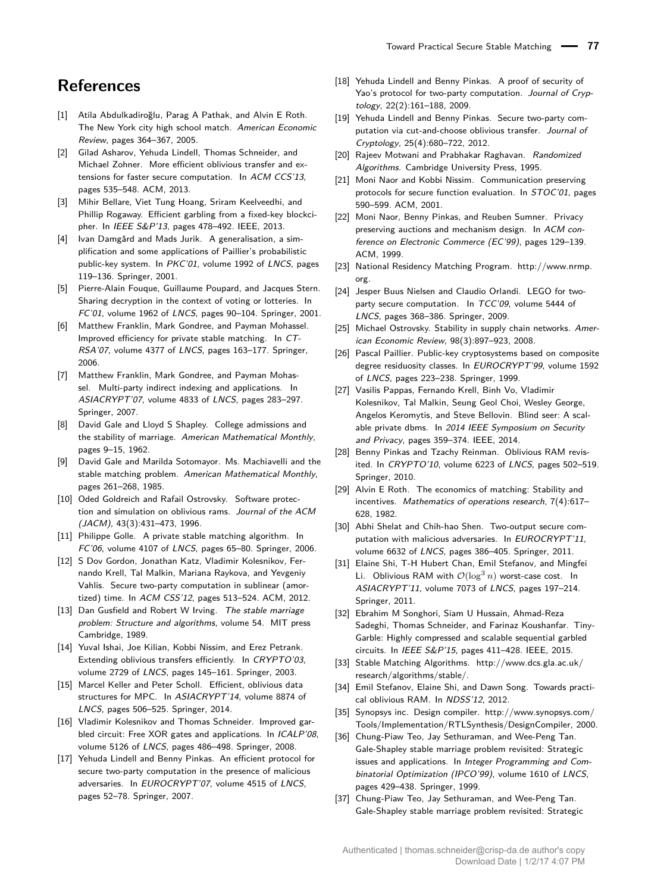## References

[1] Atila Abdulkadiroğlu, Parag A Pathak, and Alvin E Roth. The New York city high school match. *American Economic Review*, pages 364–367, 2005.

[2] Gilad Asharov, Yehuda Lindell, Thomas Schneider, and Michael Zohner. More efficient oblivious transfer and extensions for faster secure computation. In *ACM CCS'13*, pages 535–548. ACM, 2013.

[3] Mihir Bellare, Viet Tung Hoang, Sriram Keelveedhi, and Phillip Rogaway. Efficient garbling from a fixed-key blockcipher. In *IEEE S&P'13*, pages 478–492. IEEE, 2013.

[4] Ivan Damgård and Mads Jurik. A generalisation, a simplification and some applications of Paillier's probabilistic public-key system. In *PKC'01*, volume 1992 of *LNCS*, pages 119–136. Springer, 2001.

[5] Pierre-Alain Fouque, Guillaume Poupard, and Jacques Stern. Sharing decryption in the context of voting or lotteries. In *FC'01*, volume 1962 of *LNCS*, pages 90–104. Springer, 2001.

[6] Matthew Franklin, Mark Gondree, and Payman Mohassel. Improved efficiency for private stable matching. In *CT-RSA'07*, volume 4377 of *LNCS*, pages 163–177. Springer, 2006.

[7] Matthew Franklin, Mark Gondree, and Payman Mohassel. Multi-party indirect indexing and applications. In *ASIACRYPT'07*, volume 4833 of *LNCS*, pages 283–297. Springer, 2007.

[8] David Gale and Lloyd S Shapley. College admissions and the stability of marriage. *American Mathematical Monthly*, pages 9–15, 1962.

[9] David Gale and Marilda Sotomayor. Ms. Machiavelli and the stable matching problem. *American Mathematical Monthly*, pages 261–268, 1985.

[10] Oded Goldreich and Rafail Ostrovsky. Software protection and simulation on oblivious rams. *Journal of the ACM (JACM)*, 43(3):431–473, 1996.

[11] Philippe Golle. A private stable matching algorithm. In *FC'06*, volume 4107 of *LNCS*, pages 65–80. Springer, 2006.

[12] S Dov Gordon, Jonathan Katz, Vladimir Kolesnikov, Fernando Krell, Tal Malkin, Mariana Raykova, and Yevgeniy Vahlis. Secure two-party computation in sublinear (amortized) time. In *ACM CSS'12*, pages 513–524. ACM, 2012.

[13] Dan Gusfield and Robert W Irving. *The stable marriage problem: Structure and algorithms*, volume 54. MIT press Cambridge, 1989.

[14] Yuval Ishai, Joe Kilian, Kobbi Nissim, and Erez Petrank. Extending oblivious transfers efficiently. In *CRYPTO'03*, volume 2729 of *LNCS*, pages 145–161. Springer, 2003.

[15] Marcel Keller and Peter Scholl. Efficient, oblivious data structures for MPC. In *ASIACRYPT'14*, volume 8874 of *LNCS*, pages 506–525. Springer, 2014.

[16] Vladimir Kolesnikov and Thomas Schneider. Improved garbled circuit: Free XOR gates and applications. In *ICALP'08*, volume 5126 of *LNCS*, pages 486–498. Springer, 2008.

[17] Yehuda Lindell and Benny Pinkas. An efficient protocol for secure two-party computation in the presence of malicious adversaries. In *EUROCRYPT'07*, volume 4515 of *LNCS*, pages 52–78. Springer, 2007.

[18] Yehuda Lindell and Benny Pinkas. A proof of security of Yao's protocol for two-party computation. *Journal of Cryptology*, 22(2):161–188, 2009.

[19] Yehuda Lindell and Benny Pinkas. Secure two-party computation via cut-and-choose oblivious transfer. *Journal of Cryptology*, 25(4):680–722, 2012.

[20] Rajeev Motwani and Prabhakar Raghavan. *Randomized Algorithms*. Cambridge University Press, 1995.

[21] Moni Naor and Kobbi Nissim. Communication preserving protocols for secure function evaluation. In *STOC'01*, pages 590–599. ACM, 2001.

[22] Moni Naor, Benny Pinkas, and Reuben Sumner. Privacy preserving auctions and mechanism design. In *ACM conference on Electronic Commerce (EC'99)*, pages 129–139. ACM, 1999.

[23] National Residency Matching Program. http://www.nrmp.org.

[24] Jesper Buus Nielsen and Claudio Orlandi. LEGO for two-party secure computation. In *TCC'09*, volume 5444 of *LNCS*, pages 368–386. Springer, 2009.

[25] Michael Ostrovsky. Stability in supply chain networks. *American Economic Review*, 98(3):897–923, 2008.

[26] Pascal Paillier. Public-key cryptosystems based on composite degree residuosity classes. In *EUROCRYPT'99*, volume 1592 of *LNCS*, pages 223–238. Springer, 1999.

[27] Vasilis Pappas, Fernando Krell, Binh Vo, Vladimir Kolesnikov, Tal Malkin, Seung Geol Choi, Wesley George, Angelos Keromytis, and Steve Bellovin. Blind seer: A scalable private dbms. In *2014 IEEE Symposium on Security and Privacy*, pages 359–374. IEEE, 2014.

[28] Benny Pinkas and Tzachy Reinman. Oblivious RAM revisited. In *CRYPTO'10*, volume 6223 of *LNCS*, pages 502–519. Springer, 2010.

[29] Alvin E Roth. The economics of matching: Stability and incentives. *Mathematics of operations research*, 7(4):617–628, 1982.

[30] Abhi Shelat and Chih-hao Shen. Two-output secure computation with malicious adversaries. In *EUROCRYPT'11*, volume 6632 of *LNCS*, pages 386–405. Springer, 2011.

[31] Elaine Shi, T-H Hubert Chan, Emil Stefanov, and Mingfei Li. Oblivious RAM with $\mathcal{O}(\log^3 n)$ worst-case cost. In *ASIACRYPT'11*, volume 7073 of *LNCS*, pages 197–214. Springer, 2011.

[32] Ebrahim M Songhori, Siam U Hussain, Ahmad-Reza Sadeghi, Thomas Schneider, and Farinaz Koushanfar. TinyGarble: Highly compressed and scalable sequential garbled circuits. In *IEEE S&P'15*, pages 411–428. IEEE, 2015.

[33] Stable Matching Algorithms. http://www.dcs.gla.ac.uk/research/algorithms/stable/.

[34] Emil Stefanov, Elaine Shi, and Dawn Song. Towards practical oblivious RAM. In *NDSS'12*, 2012.

[35] Synopsys inc. Design compiler. http://www.synopsys.com/Tools/Implementation/RTLSynthesis/DesignCompiler, 2000.

[36] Chung-Piaw Teo, Jay Sethuraman, and Wee-Peng Tan. Gale-Shapley stable marriage problem revisited: Strategic issues and applications. In *Integer Programming and Combinatorial Optimization (IPCO'99)*, volume 1610 of *LNCS*, pages 429–438. Springer, 1999.

[37] Chung-Piaw Teo, Jay Sethuraman, and Wee-Peng Tan. Gale-Shapley stable marriage problem revisited: Strategic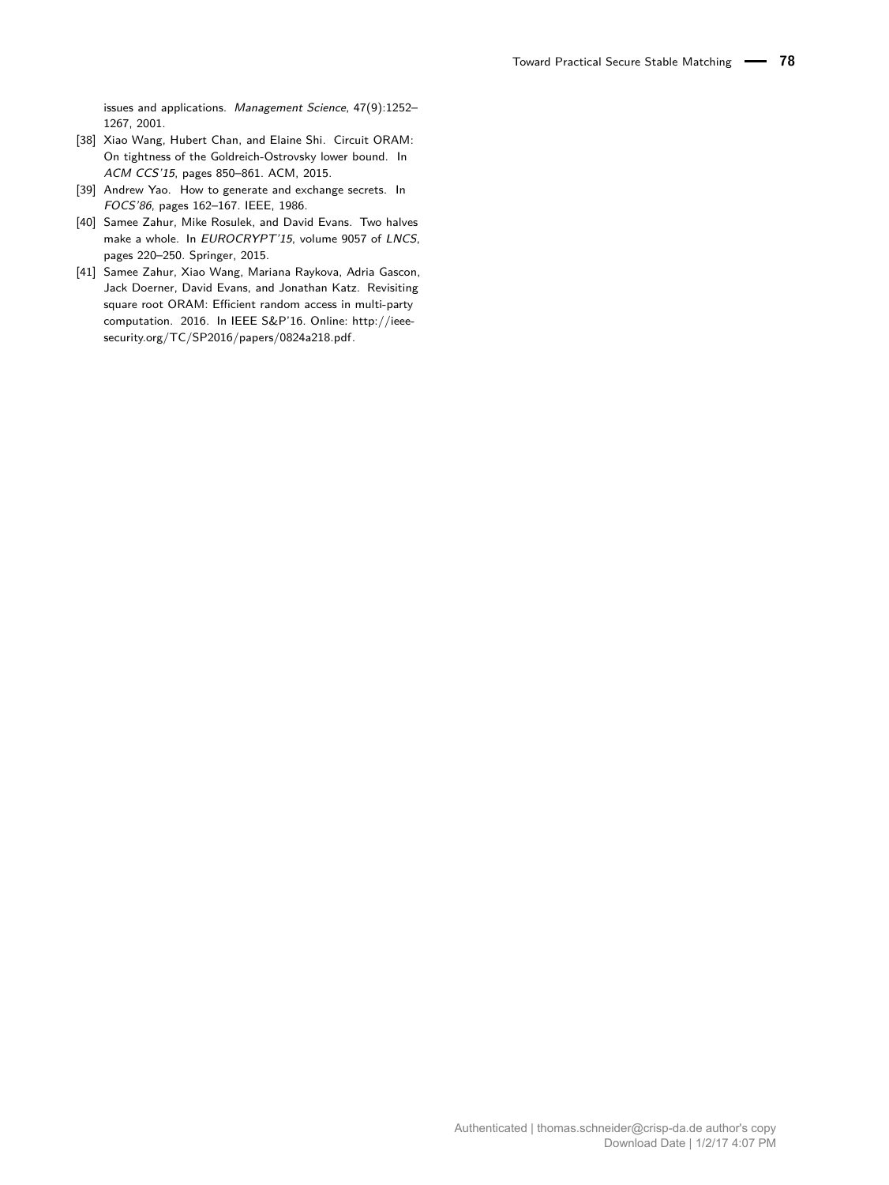issues and applications. *Management Science*, 47(9):1252–1267, 2001.

[38] Xiao Wang, Hubert Chan, and Elaine Shi. Circuit ORAM: On tightness of the Goldreich-Ostrovsky lower bound. In *ACM CCS'15*, pages 850–861. ACM, 2015.

[39] Andrew Yao. How to generate and exchange secrets. In *FOCS'86*, pages 162–167. IEEE, 1986.

[40] Samee Zahur, Mike Rosulek, and David Evans. Two halves make a whole. In *EUROCRYPT'15*, volume 9057 of *LNCS*, pages 220–250. Springer, 2015.

[41] Samee Zahur, Xiao Wang, Mariana Raykova, Adria Gascon, Jack Doerner, David Evans, and Jonathan Katz. Revisiting square root ORAM: Efficient random access in multi-party computation. 2016. In IEEE S&P'16. Online: http://ieee-security.org/TC/SP2016/papers/0824a218.pdf.